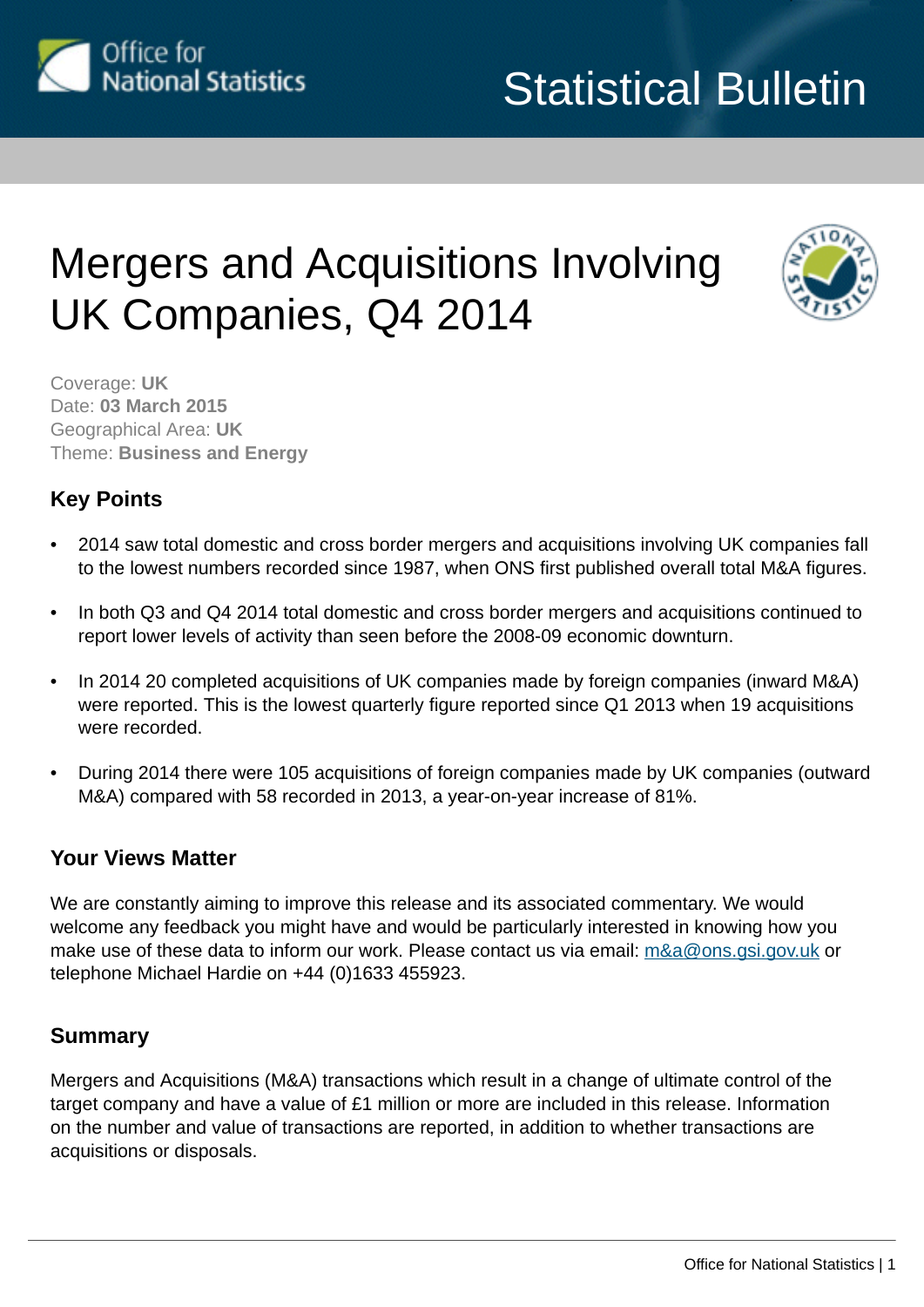Office for National Statistics

# Statistical Bulletin

# Mergers and Acquisitions Involving UK Companies, Q4 2014

Coverage: **UK**
Date: **03 March 2015**
Geographical Area: **UK**
Theme: **Business and Energy**

## Key Points

- 2014 saw total domestic and cross border mergers and acquisitions involving UK companies fall to the lowest numbers recorded since 1987, when ONS first published overall total M&A figures.
- In both Q3 and Q4 2014 total domestic and cross border mergers and acquisitions continued to report lower levels of activity than seen before the 2008-09 economic downturn.
- In 2014 20 completed acquisitions of UK companies made by foreign companies (inward M&A) were reported. This is the lowest quarterly figure reported since Q1 2013 when 19 acquisitions were recorded.
- During 2014 there were 105 acquisitions of foreign companies made by UK companies (outward M&A) compared with 58 recorded in 2013, a year-on-year increase of 81%.

## Your Views Matter

We are constantly aiming to improve this release and its associated commentary. We would welcome any feedback you might have and would be particularly interested in knowing how you make use of these data to inform our work. Please contact us via email: m&a@ons.gsi.gov.uk or telephone Michael Hardie on +44 (0)1633 455923.

## Summary

Mergers and Acquisitions (M&A) transactions which result in a change of ultimate control of the target company and have a value of £1 million or more are included in this release. Information on the number and value of transactions are reported, in addition to whether transactions are acquisitions or disposals.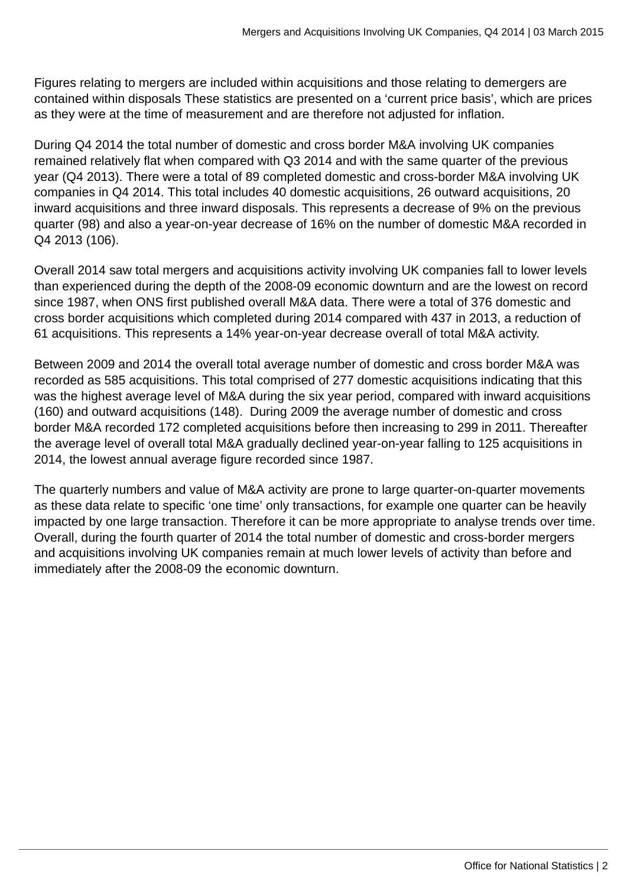Figures relating to mergers are included within acquisitions and those relating to demergers are contained within disposals These statistics are presented on a 'current price basis', which are prices as they were at the time of measurement and are therefore not adjusted for inflation.

During Q4 2014 the total number of domestic and cross border M&A involving UK companies remained relatively flat when compared with Q3 2014 and with the same quarter of the previous year (Q4 2013). There were a total of 89 completed domestic and cross-border M&A involving UK companies in Q4 2014. This total includes 40 domestic acquisitions, 26 outward acquisitions, 20 inward acquisitions and three inward disposals. This represents a decrease of 9% on the previous quarter (98) and also a year-on-year decrease of 16% on the number of domestic M&A recorded in Q4 2013 (106).

Overall 2014 saw total mergers and acquisitions activity involving UK companies fall to lower levels than experienced during the depth of the 2008-09 economic downturn and are the lowest on record since 1987, when ONS first published overall M&A data. There were a total of 376 domestic and cross border acquisitions which completed during 2014 compared with 437 in 2013, a reduction of 61 acquisitions. This represents a 14% year-on-year decrease overall of total M&A activity.

Between 2009 and 2014 the overall total average number of domestic and cross border M&A was recorded as 585 acquisitions. This total comprised of 277 domestic acquisitions indicating that this was the highest average level of M&A during the six year period, compared with inward acquisitions (160) and outward acquisitions (148). During 2009 the average number of domestic and cross border M&A recorded 172 completed acquisitions before then increasing to 299 in 2011. Thereafter the average level of overall total M&A gradually declined year-on-year falling to 125 acquisitions in 2014, the lowest annual average figure recorded since 1987.

The quarterly numbers and value of M&A activity are prone to large quarter-on-quarter movements as these data relate to specific 'one time' only transactions, for example one quarter can be heavily impacted by one large transaction. Therefore it can be more appropriate to analyse trends over time. Overall, during the fourth quarter of 2014 the total number of domestic and cross-border mergers and acquisitions involving UK companies remain at much lower levels of activity than before and immediately after the 2008-09 the economic downturn.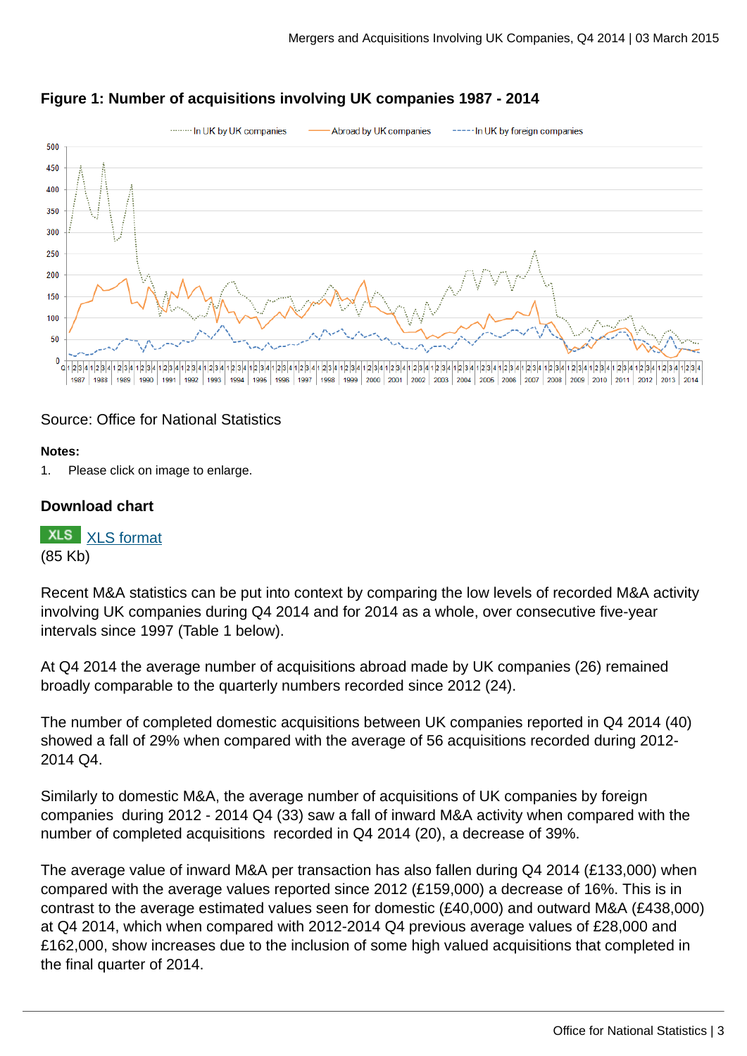**Figure 1: Number of acquisitions involving UK companies 1987 - 2014**

Source: Office for National Statistics

**Notes:**

1. Please click on image to enlarge.

### Download chart

XLS [XLS format](#)
(85 Kb)

Recent M&A statistics can be put into context by comparing the low levels of recorded M&A activity involving UK companies during Q4 2014 and for 2014 as a whole, over consecutive five-year intervals since 1997 (Table 1 below).

At Q4 2014 the average number of acquisitions abroad made by UK companies (26) remained broadly comparable to the quarterly numbers recorded since 2012 (24).

The number of completed domestic acquisitions between UK companies reported in Q4 2014 (40) showed a fall of 29% when compared with the average of 56 acquisitions recorded during 2012-2014 Q4.

Similarly to domestic M&A, the average number of acquisitions of UK companies by foreign companies during 2012 - 2014 Q4 (33) saw a fall of inward M&A activity when compared with the number of completed acquisitions recorded in Q4 2014 (20), a decrease of 39%.

The average value of inward M&A per transaction has also fallen during Q4 2014 (£133,000) when compared with the average values reported since 2012 (£159,000) a decrease of 16%. This is in contrast to the average estimated values seen for domestic (£40,000) and outward M&A (£438,000) at Q4 2014, which when compared with 2012-2014 Q4 previous average values of £28,000 and £162,000, show increases due to the inclusion of some high valued acquisitions that completed in the final quarter of 2014.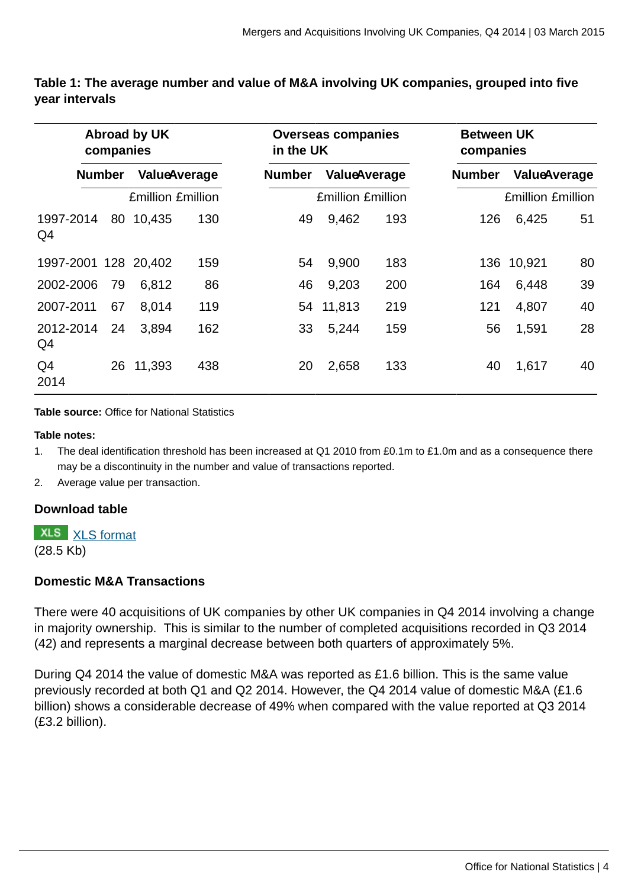**Table 1: The average number and value of M&A involving UK companies, grouped into five year intervals**

| | Abroad by UK companies | | | Overseas companies in the UK | | | Between UK companies | | |
|---|---|---|---|---|---|---|---|---|---|
| | Number | Value | Average | Number | Value | Average | Number | Value | Average |
| | | £million | £million | | £million | £million | | £million | £million |
| 1997-2014 Q4 | 80 | 10,435 | 130 | 49 | 9,462 | 193 | 126 | 6,425 | 51 |
| 1997-2001 | 128 | 20,402 | 159 | 54 | 9,900 | 183 | 136 | 10,921 | 80 |
| 2002-2006 | 79 | 6,812 | 86 | 46 | 9,203 | 200 | 164 | 6,448 | 39 |
| 2007-2011 | 67 | 8,014 | 119 | 54 | 11,813 | 219 | 121 | 4,807 | 40 |
| 2012-2014 Q4 | 24 | 3,894 | 162 | 33 | 5,244 | 159 | 56 | 1,591 | 28 |
| Q4 2014 | 26 | 11,393 | 438 | 20 | 2,658 | 133 | 40 | 1,617 | 40 |

**Table source:** Office for National Statistics

**Table notes:**

1. The deal identification threshold has been increased at Q1 2010 from £0.1m to £1.0m and as a consequence there may be a discontinuity in the number and value of transactions reported.
2. Average value per transaction.

### Download table

XLS format (28.5 Kb)

### Domestic M&A Transactions

There were 40 acquisitions of UK companies by other UK companies in Q4 2014 involving a change in majority ownership. This is similar to the number of completed acquisitions recorded in Q3 2014 (42) and represents a marginal decrease between both quarters of approximately 5%.

During Q4 2014 the value of domestic M&A was reported as £1.6 billion. This is the same value previously recorded at both Q1 and Q2 2014. However, the Q4 2014 value of domestic M&A (£1.6 billion) shows a considerable decrease of 49% when compared with the value reported at Q3 2014 (£3.2 billion).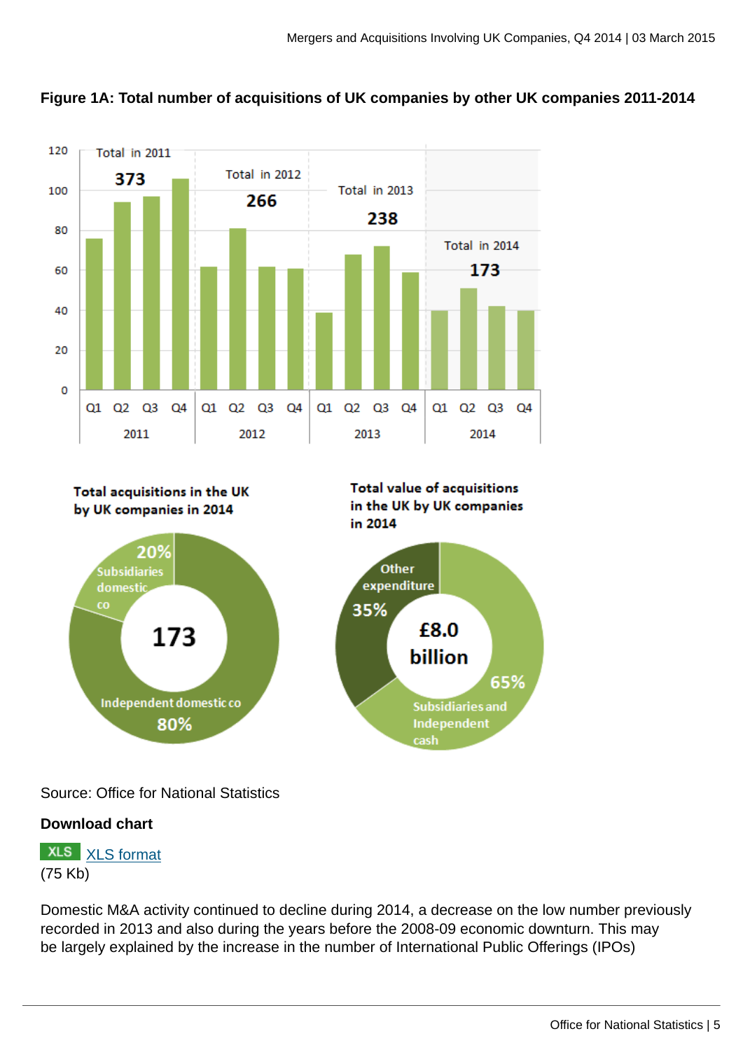**Figure 1A: Total number of acquisitions of UK companies by other UK companies 2011-2014**

Source: Office for National Statistics

**Download chart**

XLS [XLS format](#)
(75 Kb)

Domestic M&A activity continued to decline during 2014, a decrease on the low number previously recorded in 2013 and also during the years before the 2008-09 economic downturn. This may be largely explained by the increase in the number of International Public Offerings (IPOs)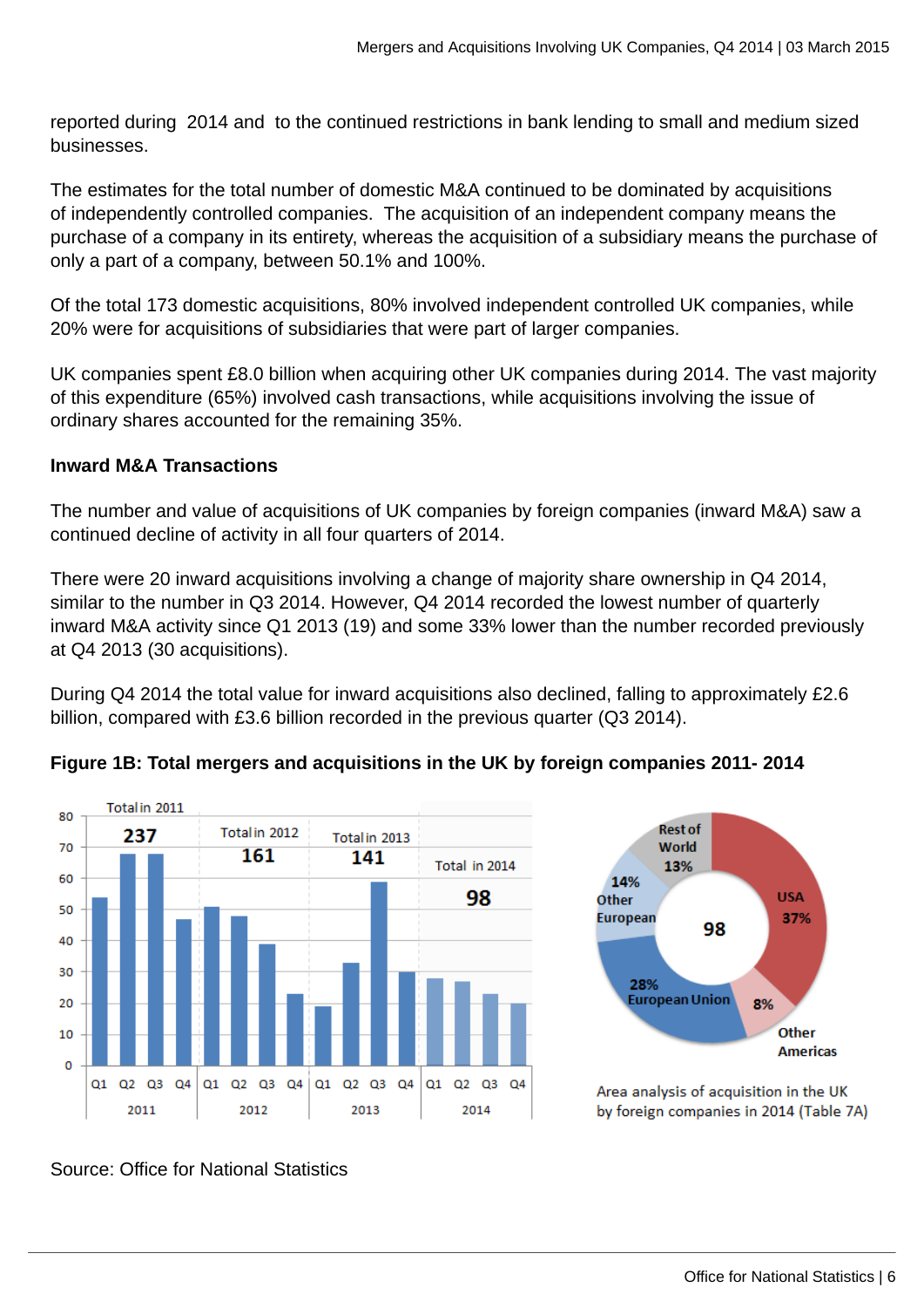reported during 2014 and to the continued restrictions in bank lending to small and medium sized businesses.

The estimates for the total number of domestic M&A continued to be dominated by acquisitions of independently controlled companies. The acquisition of an independent company means the purchase of a company in its entirety, whereas the acquisition of a subsidiary means the purchase of only a part of a company, between 50.1% and 100%.

Of the total 173 domestic acquisitions, 80% involved independent controlled UK companies, while 20% were for acquisitions of subsidiaries that were part of larger companies.

UK companies spent £8.0 billion when acquiring other UK companies during 2014. The vast majority of this expenditure (65%) involved cash transactions, while acquisitions involving the issue of ordinary shares accounted for the remaining 35%.

**Inward M&A Transactions**

The number and value of acquisitions of UK companies by foreign companies (inward M&A) saw a continued decline of activity in all four quarters of 2014.

There were 20 inward acquisitions involving a change of majority share ownership in Q4 2014, similar to the number in Q3 2014. However, Q4 2014 recorded the lowest number of quarterly inward M&A activity since Q1 2013 (19) and some 33% lower than the number recorded previously at Q4 2013 (30 acquisitions).

During Q4 2014 the total value for inward acquisitions also declined, falling to approximately £2.6 billion, compared with £3.6 billion recorded in the previous quarter (Q3 2014).

**Figure 1B: Total mergers and acquisitions in the UK by foreign companies 2011- 2014**

Total in 2011: 237 | Total in 2012: 161 | Total in 2013: 141 | Total in 2014: 98

Area analysis of acquisition in the UK by foreign companies in 2014 (Table 7A): USA 37%, European Union 28%, Other European 14%, Rest of World 13%, Other Americas 8% (total 98)

Source: Office for National Statistics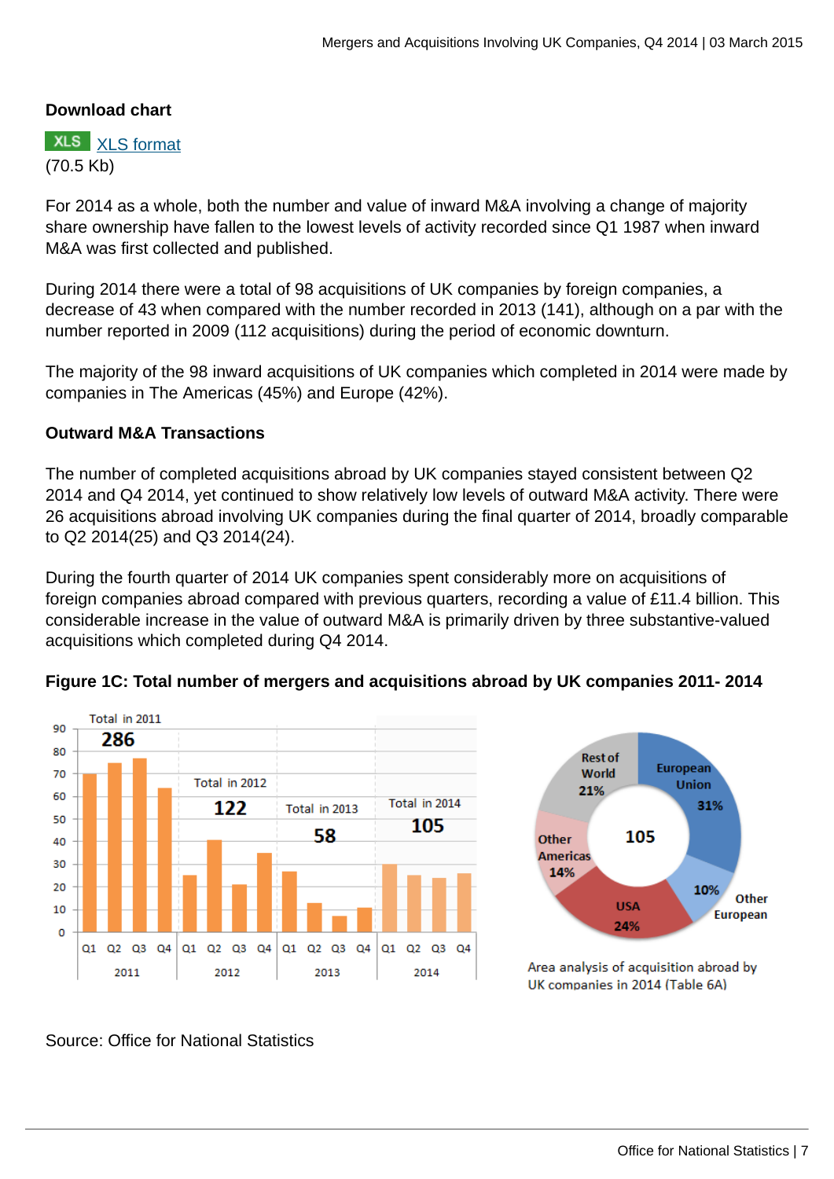**Download chart**

XLS [XLS format](#)
(70.5 Kb)

For 2014 as a whole, both the number and value of inward M&A involving a change of majority share ownership have fallen to the lowest levels of activity recorded since Q1 1987 when inward M&A was first collected and published.

During 2014 there were a total of 98 acquisitions of UK companies by foreign companies, a decrease of 43 when compared with the number recorded in 2013 (141), although on a par with the number reported in 2009 (112 acquisitions) during the period of economic downturn.

The majority of the 98 inward acquisitions of UK companies which completed in 2014 were made by companies in The Americas (45%) and Europe (42%).

### Outward M&A Transactions

The number of completed acquisitions abroad by UK companies stayed consistent between Q2 2014 and Q4 2014, yet continued to show relatively low levels of outward M&A activity. There were 26 acquisitions abroad involving UK companies during the final quarter of 2014, broadly comparable to Q2 2014(25) and Q3 2014(24).

During the fourth quarter of 2014 UK companies spent considerably more on acquisitions of foreign companies abroad compared with previous quarters, recording a value of £11.4 billion. This considerable increase in the value of outward M&A is primarily driven by three substantive-valued acquisitions which completed during Q4 2014.

**Figure 1C: Total number of mergers and acquisitions abroad by UK companies 2011- 2014**

Source: Office for National Statistics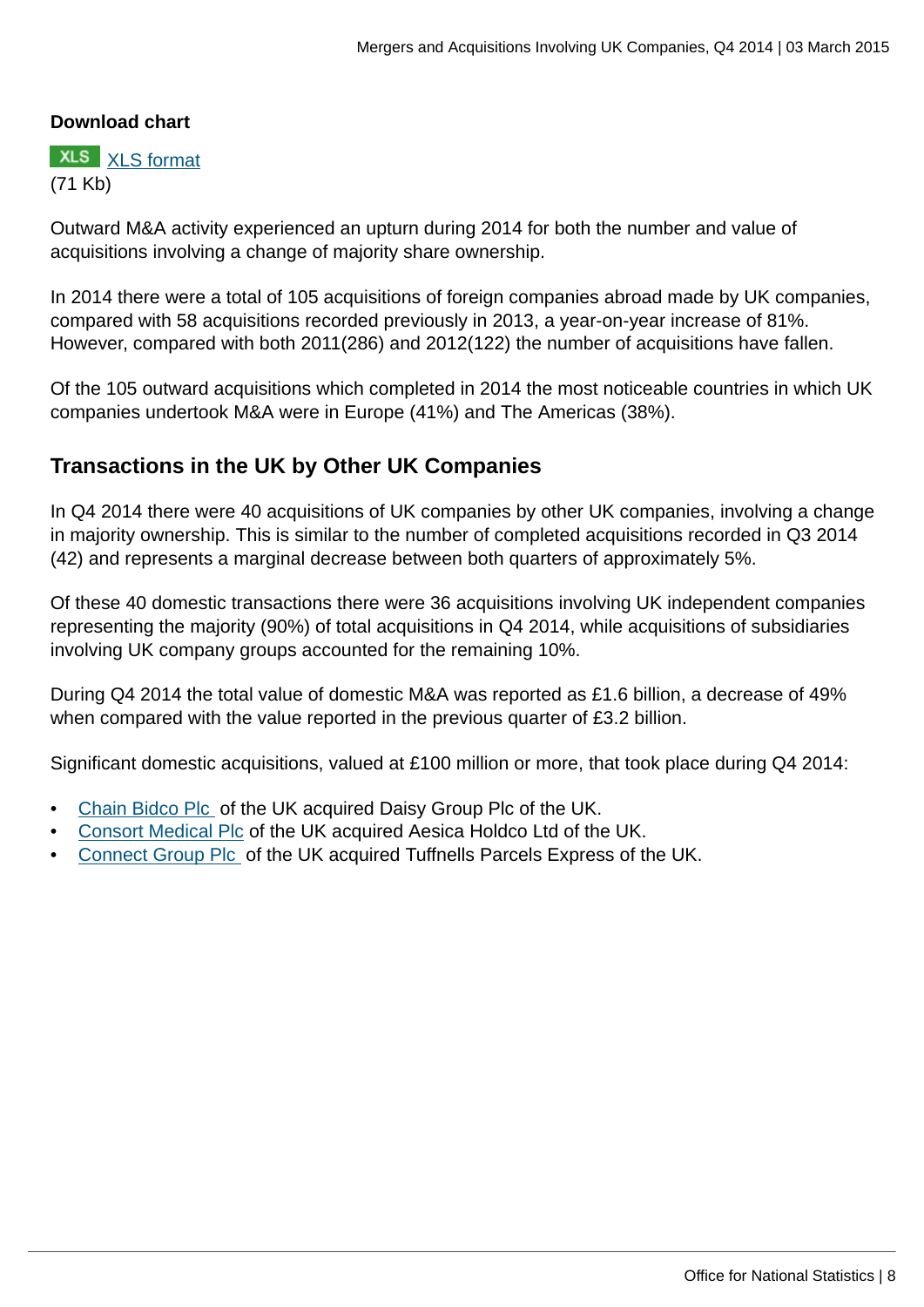**Download chart**

XLS [XLS format](#)
(71 Kb)

Outward M&A activity experienced an upturn during 2014 for both the number and value of acquisitions involving a change of majority share ownership.

In 2014 there were a total of 105 acquisitions of foreign companies abroad made by UK companies, compared with 58 acquisitions recorded previously in 2013, a year-on-year increase of 81%. However, compared with both 2011(286) and 2012(122) the number of acquisitions have fallen.

Of the 105 outward acquisitions which completed in 2014 the most noticeable countries in which UK companies undertook M&A were in Europe (41%) and The Americas (38%).

## Transactions in the UK by Other UK Companies

In Q4 2014 there were 40 acquisitions of UK companies by other UK companies, involving a change in majority ownership. This is similar to the number of completed acquisitions recorded in Q3 2014 (42) and represents a marginal decrease between both quarters of approximately 5%.

Of these 40 domestic transactions there were 36 acquisitions involving UK independent companies representing the majority (90%) of total acquisitions in Q4 2014, while acquisitions of subsidiaries involving UK company groups accounted for the remaining 10%.

During Q4 2014 the total value of domestic M&A was reported as £1.6 billion, a decrease of 49% when compared with the value reported in the previous quarter of £3.2 billion.

Significant domestic acquisitions, valued at £100 million or more, that took place during Q4 2014:

- Chain Bidco Plc of the UK acquired Daisy Group Plc of the UK.
- Consort Medical Plc of the UK acquired Aesica Holdco Ltd of the UK.
- Connect Group Plc of the UK acquired Tuffnells Parcels Express of the UK.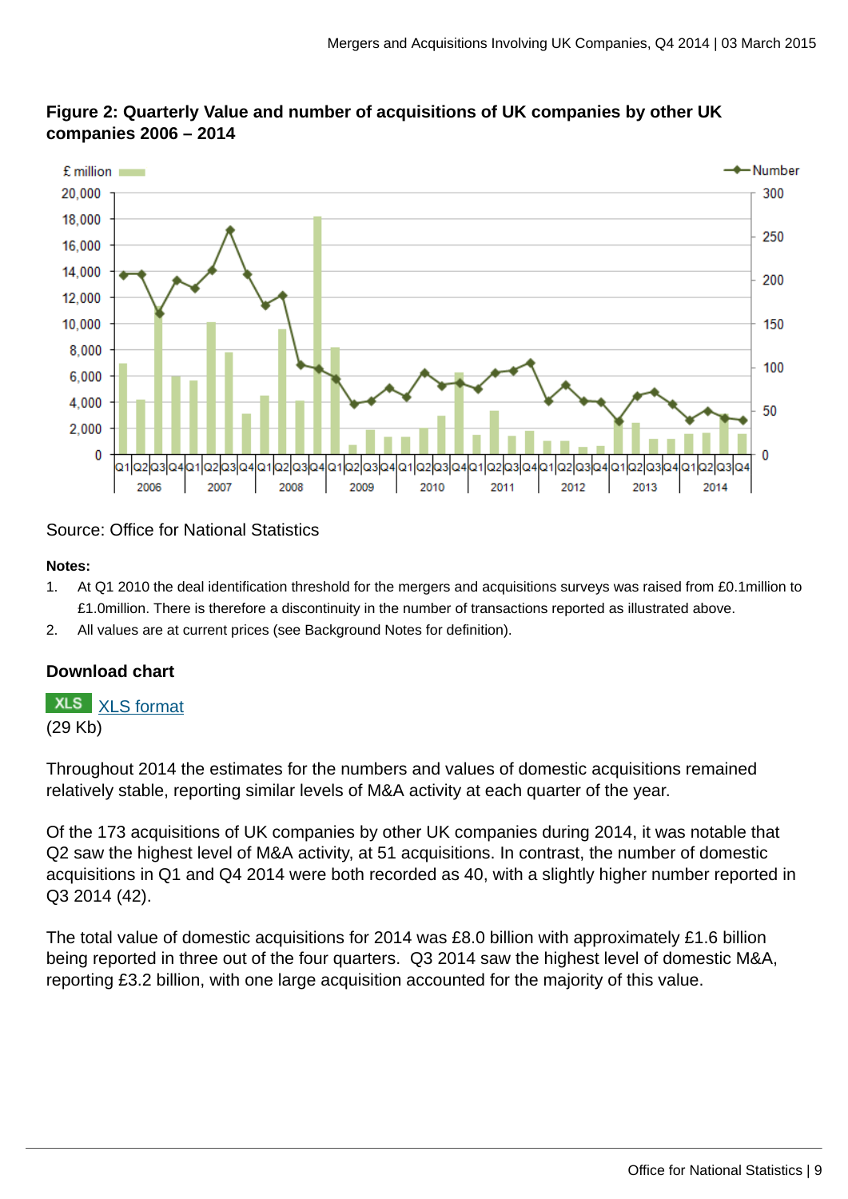**Figure 2: Quarterly Value and number of acquisitions of UK companies by other UK companies 2006 – 2014**

Source: Office for National Statistics

**Notes:**

1. At Q1 2010 the deal identification threshold for the mergers and acquisitions surveys was raised from £0.1million to £1.0million. There is therefore a discontinuity in the number of transactions reported as illustrated above.
2. All values are at current prices (see Background Notes for definition).

**Download chart**

XLS [XLS format](XLS format)
(29 Kb)

Throughout 2014 the estimates for the numbers and values of domestic acquisitions remained relatively stable, reporting similar levels of M&A activity at each quarter of the year.

Of the 173 acquisitions of UK companies by other UK companies during 2014, it was notable that Q2 saw the highest level of M&A activity, at 51 acquisitions. In contrast, the number of domestic acquisitions in Q1 and Q4 2014 were both recorded as 40, with a slightly higher number reported in Q3 2014 (42).

The total value of domestic acquisitions for 2014 was £8.0 billion with approximately £1.6 billion being reported in three out of the four quarters. Q3 2014 saw the highest level of domestic M&A, reporting £3.2 billion, with one large acquisition accounted for the majority of this value.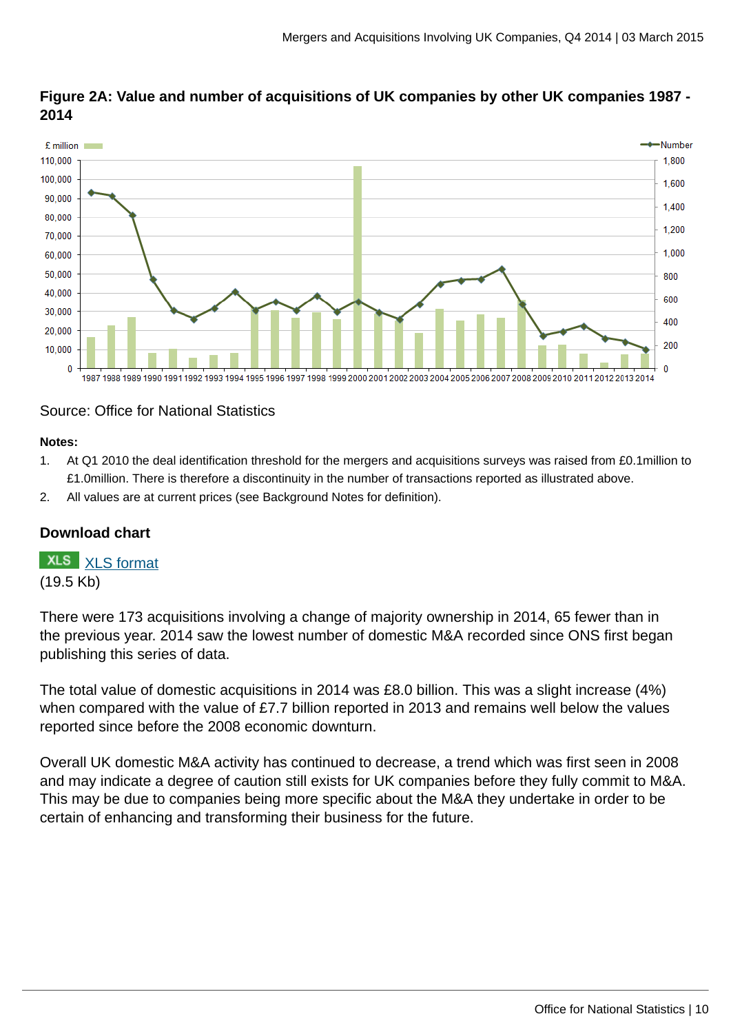### Figure 2A: Value and number of acquisitions of UK companies by other UK companies 1987 - 2014

Source: Office for National Statistics

**Notes:**

1. At Q1 2010 the deal identification threshold for the mergers and acquisitions surveys was raised from £0.1million to £1.0million. There is therefore a discontinuity in the number of transactions reported as illustrated above.
2. All values are at current prices (see Background Notes for definition).

### Download chart

XLS [XLS format](#)
(19.5 Kb)

There were 173 acquisitions involving a change of majority ownership in 2014, 65 fewer than in the previous year. 2014 saw the lowest number of domestic M&A recorded since ONS first began publishing this series of data.

The total value of domestic acquisitions in 2014 was £8.0 billion. This was a slight increase (4%) when compared with the value of £7.7 billion reported in 2013 and remains well below the values reported since before the 2008 economic downturn.

Overall UK domestic M&A activity has continued to decrease, a trend which was first seen in 2008 and may indicate a degree of caution still exists for UK companies before they fully commit to M&A. This may be due to companies being more specific about the M&A they undertake in order to be certain of enhancing and transforming their business for the future.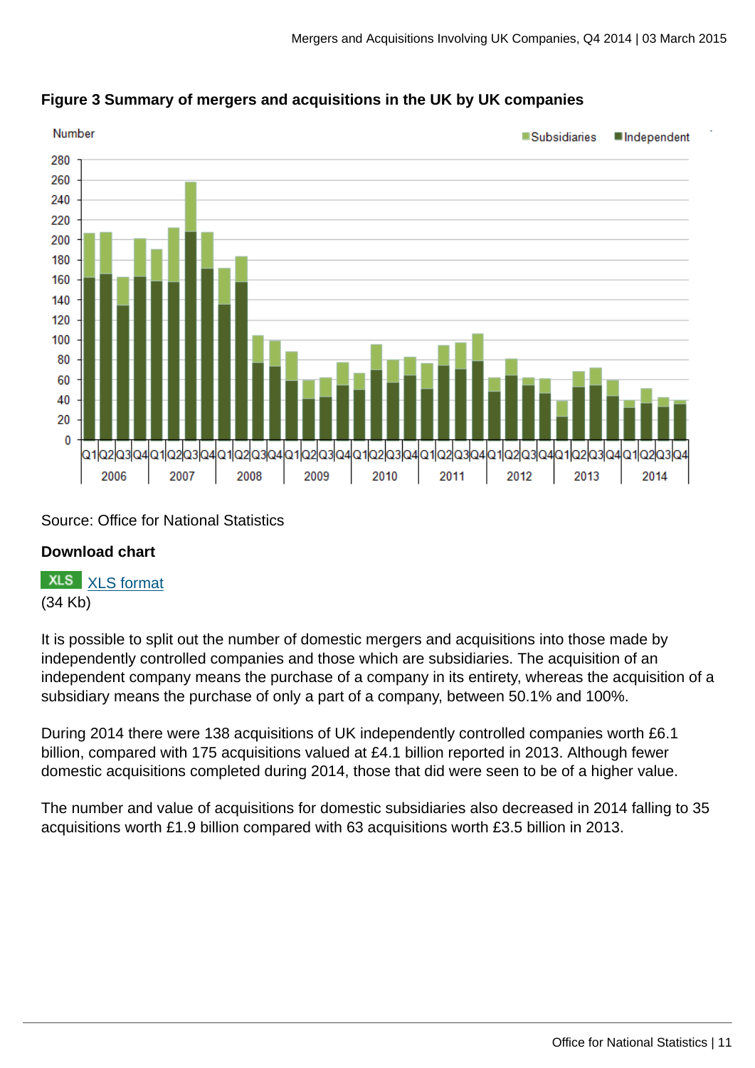**Figure 3 Summary of mergers and acquisitions in the UK by UK companies**

Source: Office for National Statistics

**Download chart**

XLS [XLS format](#)
(34 Kb)

It is possible to split out the number of domestic mergers and acquisitions into those made by independently controlled companies and those which are subsidiaries. The acquisition of an independent company means the purchase of a company in its entirety, whereas the acquisition of a subsidiary means the purchase of only a part of a company, between 50.1% and 100%.

During 2014 there were 138 acquisitions of UK independently controlled companies worth £6.1 billion, compared with 175 acquisitions valued at £4.1 billion reported in 2013. Although fewer domestic acquisitions completed during 2014, those that did were seen to be of a higher value.

The number and value of acquisitions for domestic subsidiaries also decreased in 2014 falling to 35 acquisitions worth £1.9 billion compared with 63 acquisitions worth £3.5 billion in 2013.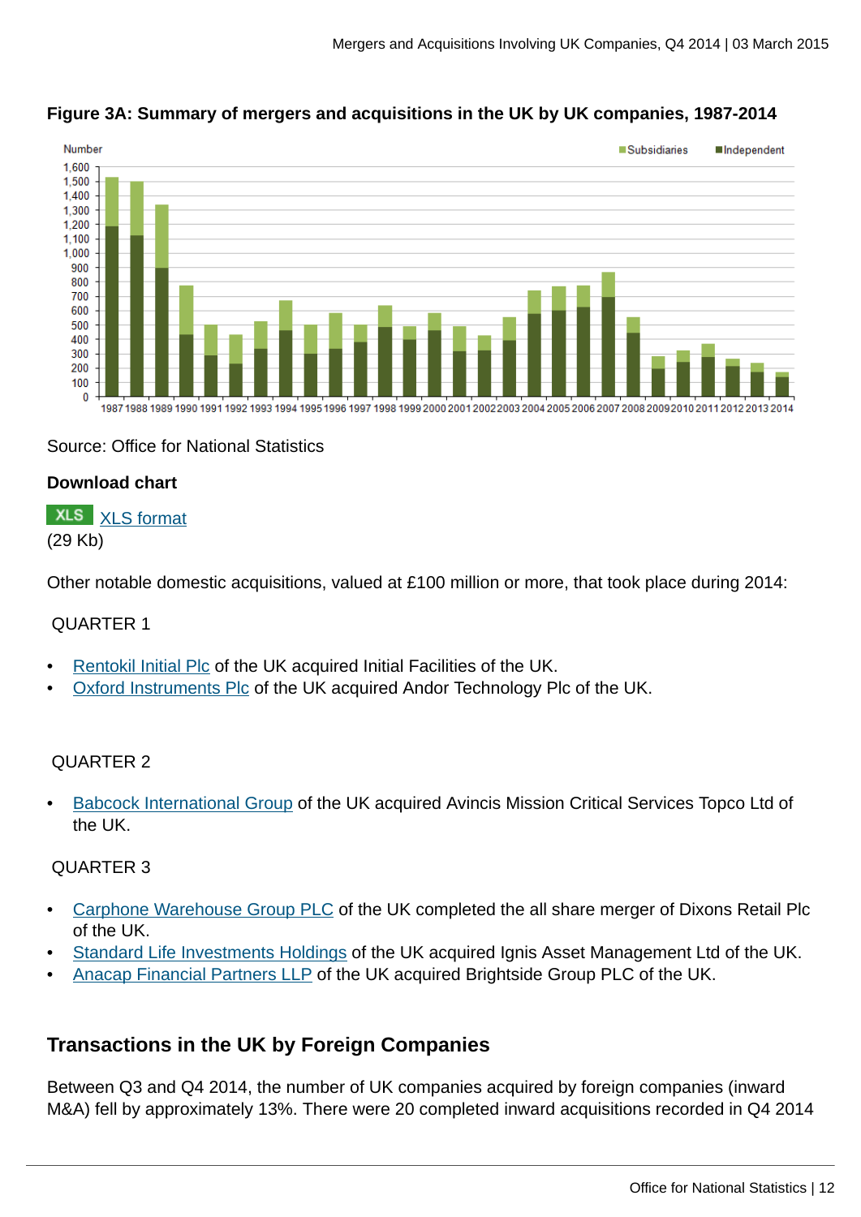**Figure 3A: Summary of mergers and acquisitions in the UK by UK companies, 1987-2014**

Source: Office for National Statistics

**Download chart**

XLS format
(29 Kb)

Other notable domestic acquisitions, valued at £100 million or more, that took place during 2014:

QUARTER 1

- Rentokil Initial Plc of the UK acquired Initial Facilities of the UK.
- Oxford Instruments Plc of the UK acquired Andor Technology Plc of the UK.

QUARTER 2

- Babcock International Group of the UK acquired Avincis Mission Critical Services Topco Ltd of the UK.

QUARTER 3

- Carphone Warehouse Group PLC of the UK completed the all share merger of Dixons Retail Plc of the UK.
- Standard Life Investments Holdings of the UK acquired Ignis Asset Management Ltd of the UK.
- Anacap Financial Partners LLP of the UK acquired Brightside Group PLC of the UK.

## Transactions in the UK by Foreign Companies

Between Q3 and Q4 2014, the number of UK companies acquired by foreign companies (inward M&A) fell by approximately 13%. There were 20 completed inward acquisitions recorded in Q4 2014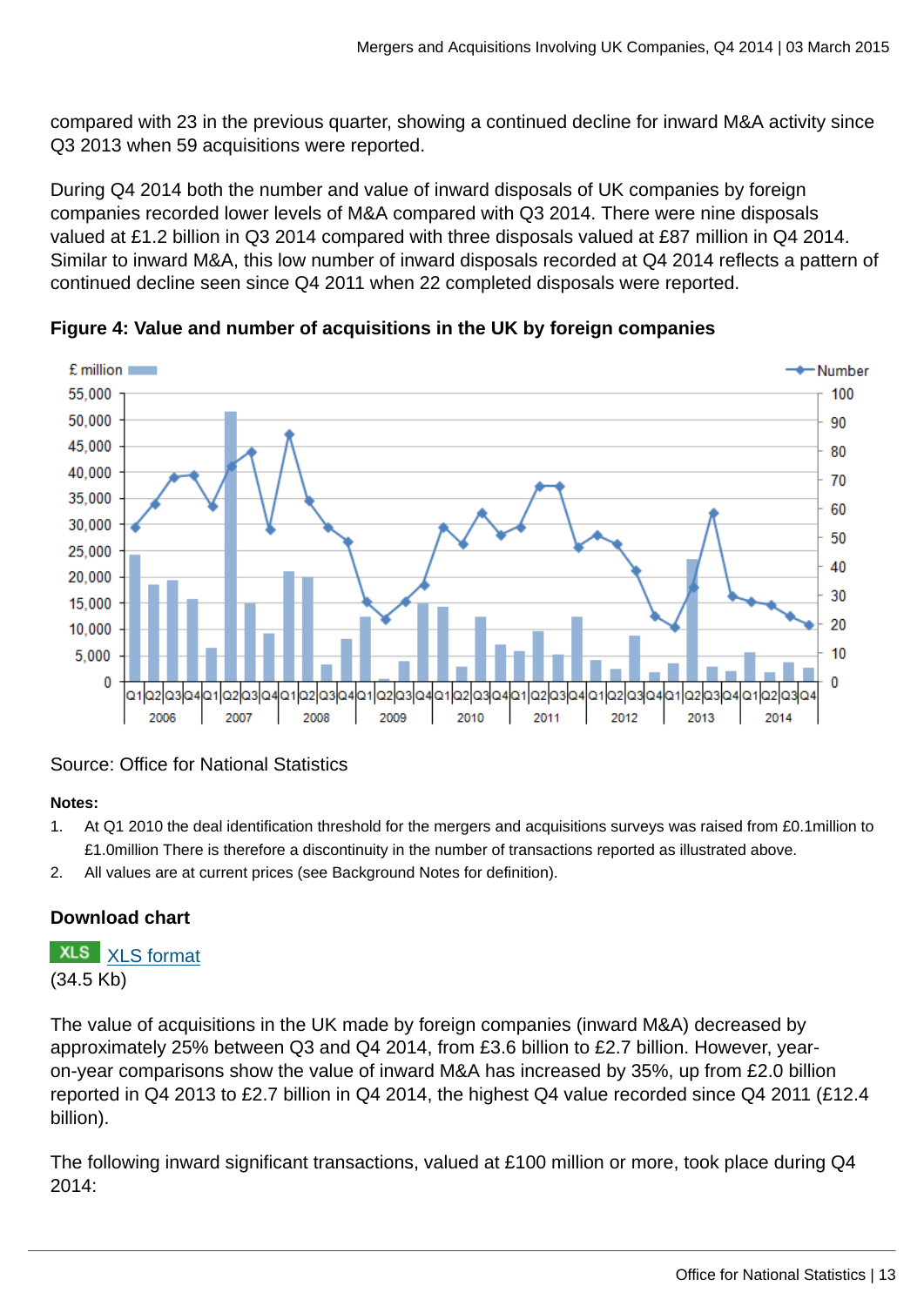compared with 23 in the previous quarter, showing a continued decline for inward M&A activity since Q3 2013 when 59 acquisitions were reported.

During Q4 2014 both the number and value of inward disposals of UK companies by foreign companies recorded lower levels of M&A compared with Q3 2014. There were nine disposals valued at £1.2 billion in Q3 2014 compared with three disposals valued at £87 million in Q4 2014. Similar to inward M&A, this low number of inward disposals recorded at Q4 2014 reflects a pattern of continued decline seen since Q4 2011 when 22 completed disposals were reported.

**Figure 4: Value and number of acquisitions in the UK by foreign companies**

Source: Office for National Statistics

**Notes:**

1. At Q1 2010 the deal identification threshold for the mergers and acquisitions surveys was raised from £0.1million to £1.0million There is therefore a discontinuity in the number of transactions reported as illustrated above.
2. All values are at current prices (see Background Notes for definition).

**Download chart**

XLS XLS format
(34.5 Kb)

The value of acquisitions in the UK made by foreign companies (inward M&A) decreased by approximately 25% between Q3 and Q4 2014, from £3.6 billion to £2.7 billion. However, year-on-year comparisons show the value of inward M&A has increased by 35%, up from £2.0 billion reported in Q4 2013 to £2.7 billion in Q4 2014, the highest Q4 value recorded since Q4 2011 (£12.4 billion).

The following inward significant transactions, valued at £100 million or more, took place during Q4 2014: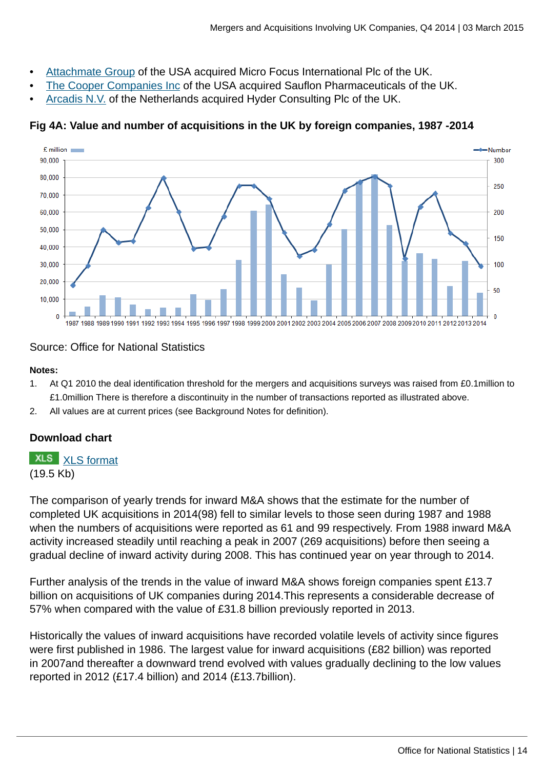- Attachmate Group of the USA acquired Micro Focus International Plc of the UK.
- The Cooper Companies Inc of the USA acquired Sauflon Pharmaceuticals of the UK.
- Arcadis N.V. of the Netherlands acquired Hyder Consulting Plc of the UK.

### Fig 4A: Value and number of acquisitions in the UK by foreign companies, 1987 -2014

Source: Office for National Statistics

**Notes:**

1. At Q1 2010 the deal identification threshold for the mergers and acquisitions surveys was raised from £0.1million to £1.0million There is therefore a discontinuity in the number of transactions reported as illustrated above.
2. All values are at current prices (see Background Notes for definition).

### Download chart

XLS XLS format
(19.5 Kb)

The comparison of yearly trends for inward M&A shows that the estimate for the number of completed UK acquisitions in 2014(98) fell to similar levels to those seen during 1987 and 1988 when the numbers of acquisitions were reported as 61 and 99 respectively. From 1988 inward M&A activity increased steadily until reaching a peak in 2007 (269 acquisitions) before then seeing a gradual decline of inward activity during 2008. This has continued year on year through to 2014.

Further analysis of the trends in the value of inward M&A shows foreign companies spent £13.7 billion on acquisitions of UK companies during 2014.This represents a considerable decrease of 57% when compared with the value of £31.8 billion previously reported in 2013.

Historically the values of inward acquisitions have recorded volatile levels of activity since figures were first published in 1986. The largest value for inward acquisitions (£82 billion) was reported in 2007and thereafter a downward trend evolved with values gradually declining to the low values reported in 2012 (£17.4 billion) and 2014 (£13.7billion).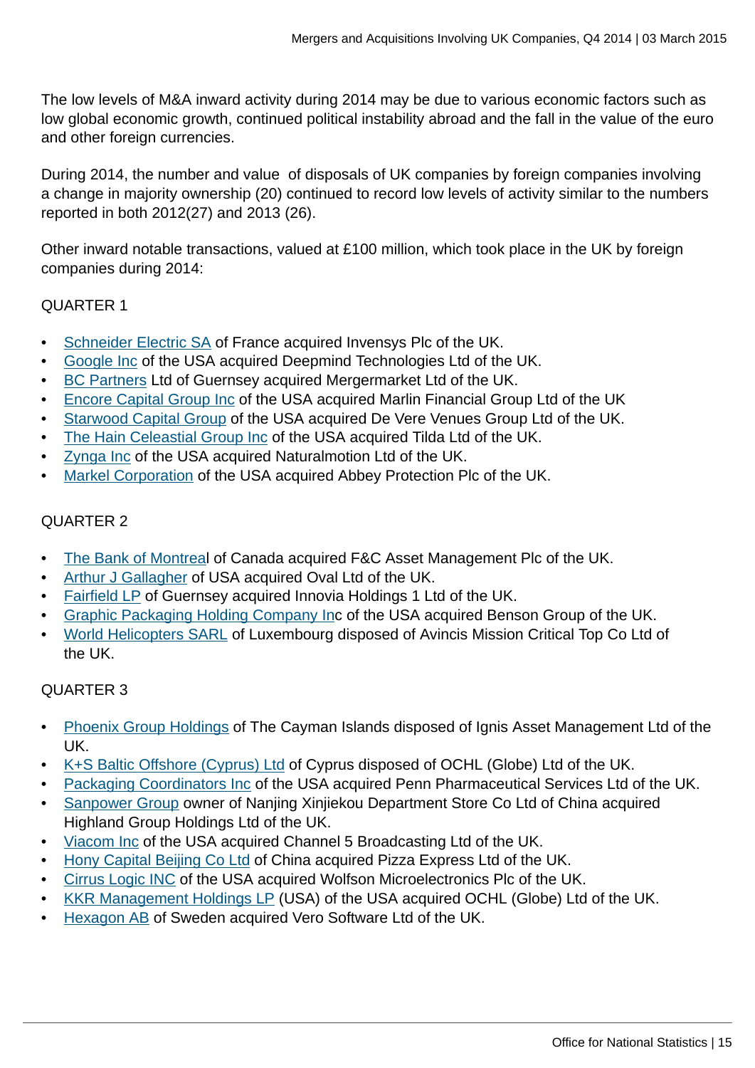The low levels of M&A inward activity during 2014 may be due to various economic factors such as low global economic growth, continued political instability abroad and the fall in the value of the euro and other foreign currencies.

During 2014, the number and value  of disposals of UK companies by foreign companies involving a change in majority ownership (20) continued to record low levels of activity similar to the numbers reported in both 2012(27) and 2013 (26).

Other inward notable transactions, valued at £100 million, which took place in the UK by foreign companies during 2014:

QUARTER 1

- Schneider Electric SA of France acquired Invensys Plc of the UK.
- Google Inc of the USA acquired Deepmind Technologies Ltd of the UK.
- BC Partners Ltd of Guernsey acquired Mergermarket Ltd of the UK.
- Encore Capital Group Inc of the USA acquired Marlin Financial Group Ltd of the UK
- Starwood Capital Group of the USA acquired De Vere Venues Group Ltd of the UK.
- The Hain Celeastial Group Inc of the USA acquired Tilda Ltd of the UK.
- Zynga Inc of the USA acquired Naturalmotion Ltd of the UK.
- Markel Corporation of the USA acquired Abbey Protection Plc of the UK.

QUARTER 2

- The Bank of Montreal of Canada acquired F&C Asset Management Plc of the UK.
- Arthur J Gallagher of USA acquired Oval Ltd of the UK.
- Fairfield LP of Guernsey acquired Innovia Holdings 1 Ltd of the UK.
- Graphic Packaging Holding Company Inc of the USA acquired Benson Group of the UK.
- World Helicopters SARL of Luxembourg disposed of Avincis Mission Critical Top Co Ltd of the UK.

QUARTER 3

- Phoenix Group Holdings of The Cayman Islands disposed of Ignis Asset Management Ltd of the UK.
- K+S Baltic Offshore (Cyprus) Ltd of Cyprus disposed of OCHL (Globe) Ltd of the UK.
- Packaging Coordinators Inc of the USA acquired Penn Pharmaceutical Services Ltd of the UK.
- Sanpower Group owner of Nanjing Xinjiekou Department Store Co Ltd of China acquired Highland Group Holdings Ltd of the UK.
- Viacom Inc of the USA acquired Channel 5 Broadcasting Ltd of the UK.
- Hony Capital Beijing Co Ltd of China acquired Pizza Express Ltd of the UK.
- Cirrus Logic INC of the USA acquired Wolfson Microelectronics Plc of the UK.
- KKR Management Holdings LP (USA) of the USA acquired OCHL (Globe) Ltd of the UK.
- Hexagon AB of Sweden acquired Vero Software Ltd of the UK.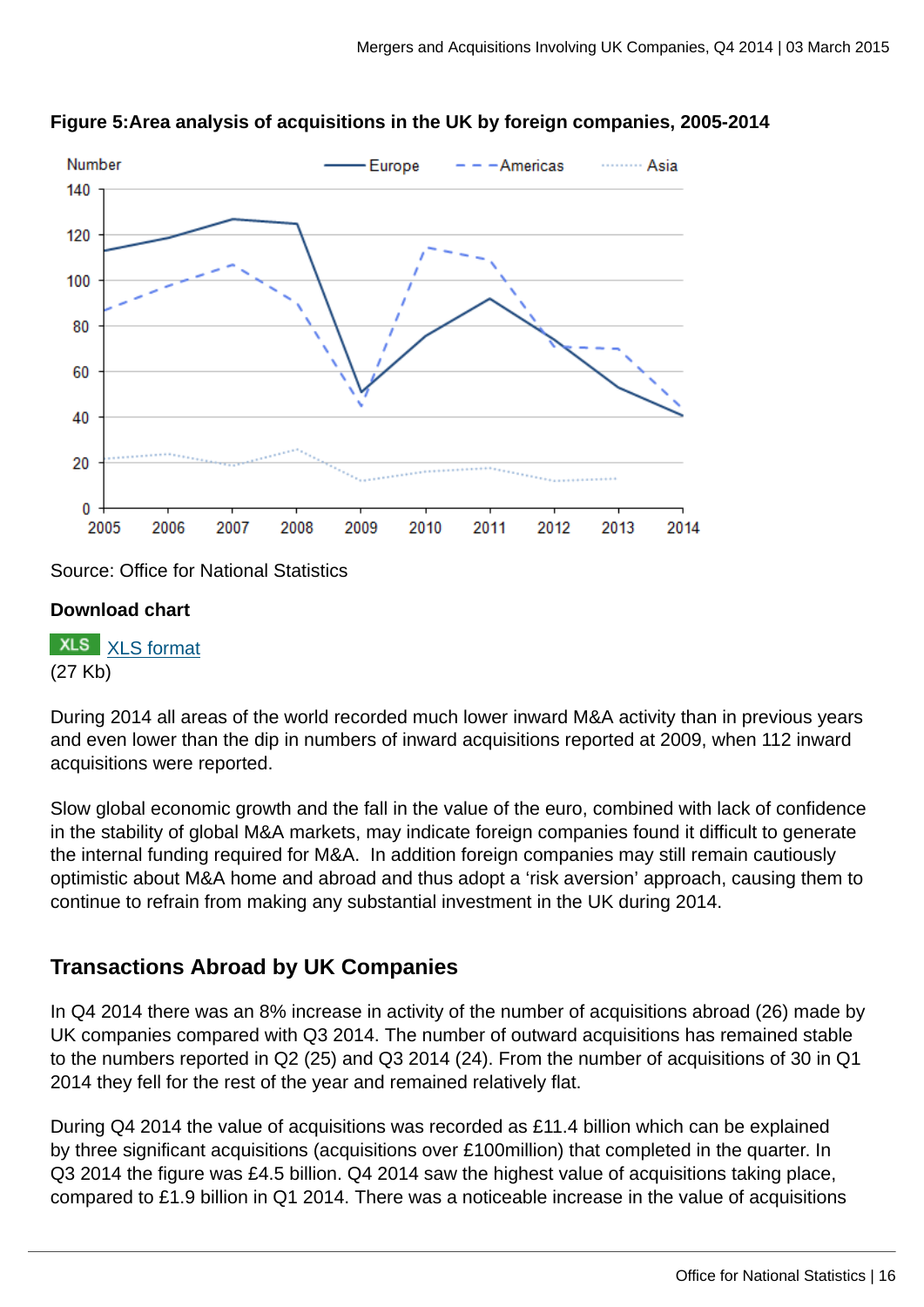**Figure 5:Area analysis of acquisitions in the UK by foreign companies, 2005-2014**

Source: Office for National Statistics

**Download chart**

XLS format
(27 Kb)

During 2014 all areas of the world recorded much lower inward M&A activity than in previous years and even lower than the dip in numbers of inward acquisitions reported at 2009, when 112 inward acquisitions were reported.

Slow global economic growth and the fall in the value of the euro, combined with lack of confidence in the stability of global M&A markets, may indicate foreign companies found it difficult to generate the internal funding required for M&A. In addition foreign companies may still remain cautiously optimistic about M&A home and abroad and thus adopt a 'risk aversion' approach, causing them to continue to refrain from making any substantial investment in the UK during 2014.

## Transactions Abroad by UK Companies

In Q4 2014 there was an 8% increase in activity of the number of acquisitions abroad (26) made by UK companies compared with Q3 2014. The number of outward acquisitions has remained stable to the numbers reported in Q2 (25) and Q3 2014 (24). From the number of acquisitions of 30 in Q1 2014 they fell for the rest of the year and remained relatively flat.

During Q4 2014 the value of acquisitions was recorded as £11.4 billion which can be explained by three significant acquisitions (acquisitions over £100million) that completed in the quarter. In Q3 2014 the figure was £4.5 billion. Q4 2014 saw the highest value of acquisitions taking place, compared to £1.9 billion in Q1 2014. There was a noticeable increase in the value of acquisitions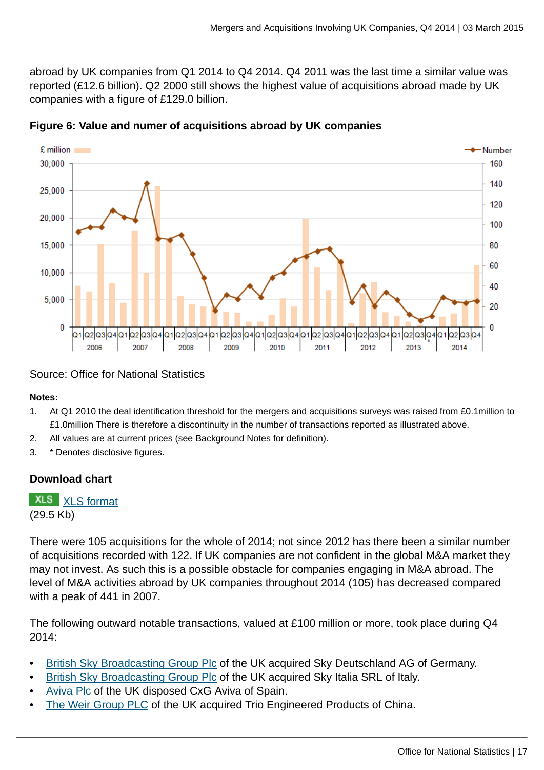abroad by UK companies from Q1 2014 to Q4 2014. Q4 2011 was the last time a similar value was reported (£12.6 billion). Q2 2000 still shows the highest value of acquisitions abroad made by UK companies with a figure of £129.0 billion.

**Figure 6: Value and numer of acquisitions abroad by UK companies**

Source: Office for National Statistics

**Notes:**

1. At Q1 2010 the deal identification threshold for the mergers and acquisitions surveys was raised from £0.1million to £1.0million There is therefore a discontinuity in the number of transactions reported as illustrated above.
2. All values are at current prices (see Background Notes for definition).
3. * Denotes disclosive figures.

**Download chart**

XLS [XLS format](#)
(29.5 Kb)

There were 105 acquisitions for the whole of 2014; not since 2012 has there been a similar number of acquisitions recorded with 122. If UK companies are not confident in the global M&A market they may not invest. As such this is a possible obstacle for companies engaging in M&A abroad. The level of M&A activities abroad by UK companies throughout 2014 (105) has decreased compared with a peak of 441 in 2007.

The following outward notable transactions, valued at £100 million or more, took place during Q4 2014:

- British Sky Broadcasting Group Plc of the UK acquired Sky Deutschland AG of Germany.
- British Sky Broadcasting Group Plc of the UK acquired Sky Italia SRL of Italy.
- Aviva Plc of the UK disposed CxG Aviva of Spain.
- The Weir Group PLC of the UK acquired Trio Engineered Products of China.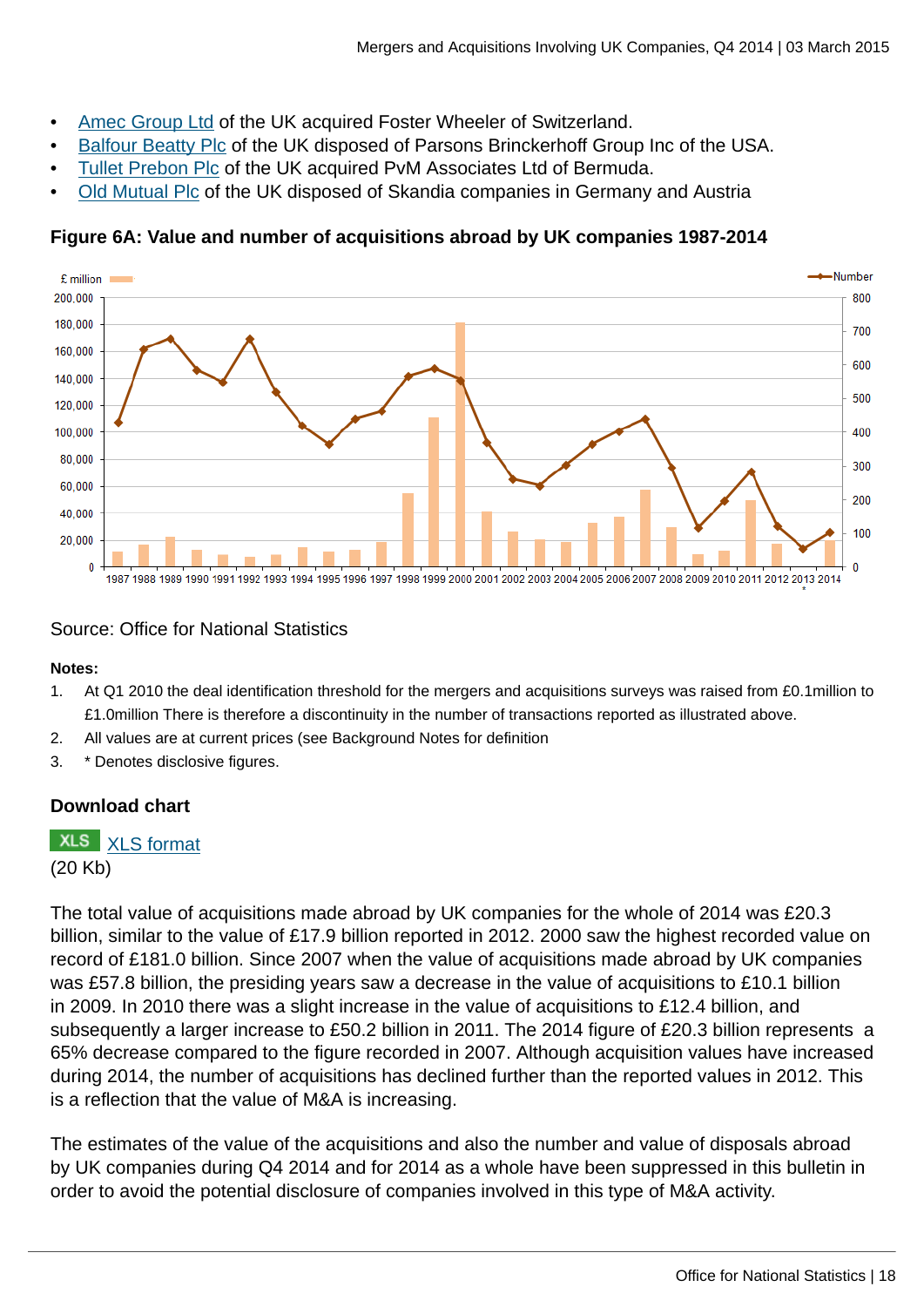- Amec Group Ltd of the UK acquired Foster Wheeler of Switzerland.
- Balfour Beatty Plc of the UK disposed of Parsons Brinckerhoff Group Inc of the USA.
- Tullet Prebon Plc of the UK acquired PvM Associates Ltd of Bermuda.
- Old Mutual Plc of the UK disposed of Skandia companies in Germany and Austria

### Figure 6A: Value and number of acquisitions abroad by UK companies 1987-2014

Source: Office for National Statistics

**Notes:**

1. At Q1 2010 the deal identification threshold for the mergers and acquisitions surveys was raised from £0.1million to £1.0million There is therefore a discontinuity in the number of transactions reported as illustrated above.
2. All values are at current prices (see Background Notes for definition
3. * Denotes disclosive figures.

### Download chart

XLS XLS format
(20 Kb)

The total value of acquisitions made abroad by UK companies for the whole of 2014 was £20.3 billion, similar to the value of £17.9 billion reported in 2012. 2000 saw the highest recorded value on record of £181.0 billion. Since 2007 when the value of acquisitions made abroad by UK companies was £57.8 billion, the presiding years saw a decrease in the value of acquisitions to £10.1 billion in 2009. In 2010 there was a slight increase in the value of acquisitions to £12.4 billion, and subsequently a larger increase to £50.2 billion in 2011. The 2014 figure of £20.3 billion represents a 65% decrease compared to the figure recorded in 2007. Although acquisition values have increased during 2014, the number of acquisitions has declined further than the reported values in 2012. This is a reflection that the value of M&A is increasing.

The estimates of the value of the acquisitions and also the number and value of disposals abroad by UK companies during Q4 2014 and for 2014 as a whole have been suppressed in this bulletin in order to avoid the potential disclosure of companies involved in this type of M&A activity.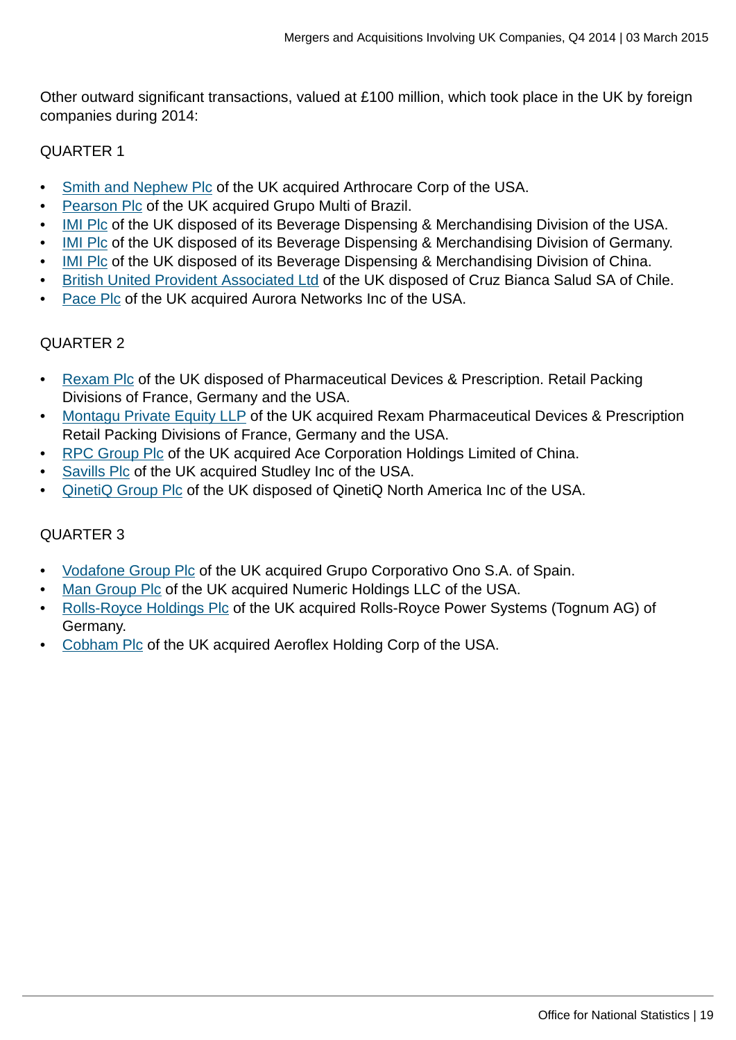Other outward significant transactions, valued at £100 million, which took place in the UK by foreign companies during 2014:

QUARTER 1

- Smith and Nephew Plc of the UK acquired Arthrocare Corp of the USA.
- Pearson Plc of the UK acquired Grupo Multi of Brazil.
- IMI Plc of the UK disposed of its Beverage Dispensing & Merchandising Division of the USA.
- IMI Plc of the UK disposed of its Beverage Dispensing & Merchandising Division of Germany.
- IMI Plc of the UK disposed of its Beverage Dispensing & Merchandising Division of China.
- British United Provident Associated Ltd of the UK disposed of Cruz Bianca Salud SA of Chile.
- Pace Plc of the UK acquired Aurora Networks Inc of the USA.

QUARTER 2

- Rexam Plc of the UK disposed of Pharmaceutical Devices & Prescription. Retail Packing Divisions of France, Germany and the USA.
- Montagu Private Equity LLP of the UK acquired Rexam Pharmaceutical Devices & Prescription Retail Packing Divisions of France, Germany and the USA.
- RPC Group Plc of the UK acquired Ace Corporation Holdings Limited of China.
- Savills Plc of the UK acquired Studley Inc of the USA.
- QinetiQ Group Plc of the UK disposed of QinetiQ North America Inc of the USA.

QUARTER 3

- Vodafone Group Plc of the UK acquired Grupo Corporativo Ono S.A. of Spain.
- Man Group Plc of the UK acquired Numeric Holdings LLC of the USA.
- Rolls-Royce Holdings Plc of the UK acquired Rolls-Royce Power Systems (Tognum AG) of Germany.
- Cobham Plc of the UK acquired Aeroflex Holding Corp of the USA.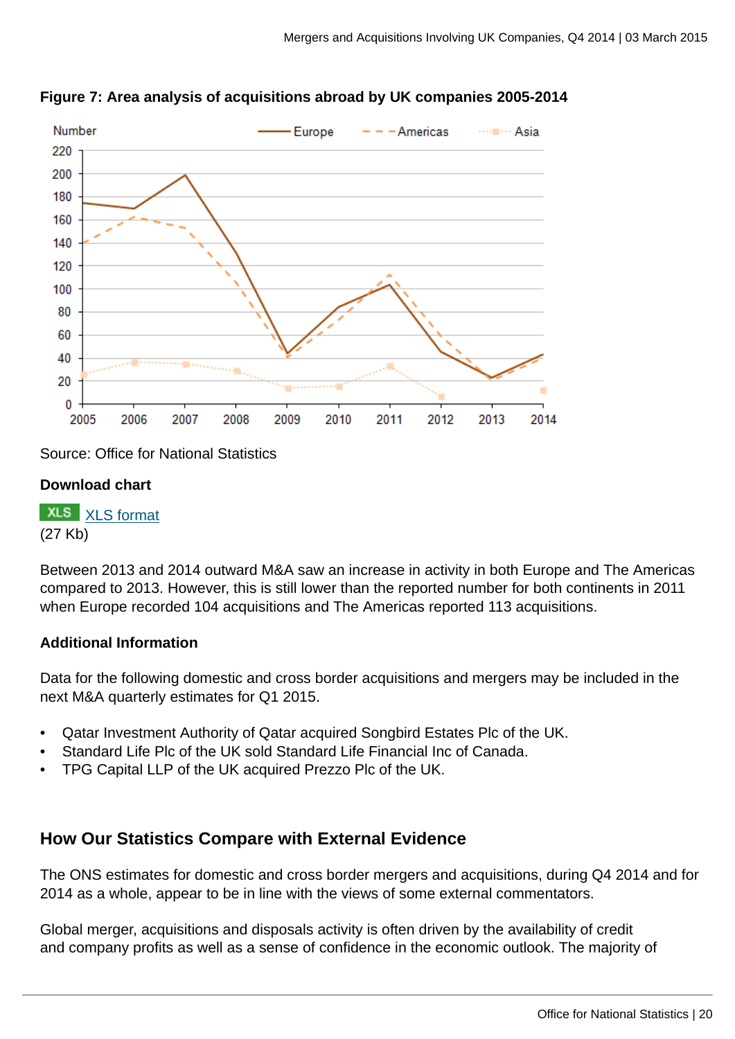**Figure 7: Area analysis of acquisitions abroad by UK companies 2005-2014**

Source: Office for National Statistics

**Download chart**

XLS [XLS format](#)
(27 Kb)

Between 2013 and 2014 outward M&A saw an increase in activity in both Europe and The Americas compared to 2013. However, this is still lower than the reported number for both continents in 2011 when Europe recorded 104 acquisitions and The Americas reported 113 acquisitions.

**Additional Information**

Data for the following domestic and cross border acquisitions and mergers may be included in the next M&A quarterly estimates for Q1 2015.

- Qatar Investment Authority of Qatar acquired Songbird Estates Plc of the UK.
- Standard Life Plc of the UK sold Standard Life Financial Inc of Canada.
- TPG Capital LLP of the UK acquired Prezzo Plc of the UK.

## How Our Statistics Compare with External Evidence

The ONS estimates for domestic and cross border mergers and acquisitions, during Q4 2014 and for 2014 as a whole, appear to be in line with the views of some external commentators.

Global merger, acquisitions and disposals activity is often driven by the availability of credit and company profits as well as a sense of confidence in the economic outlook. The majority of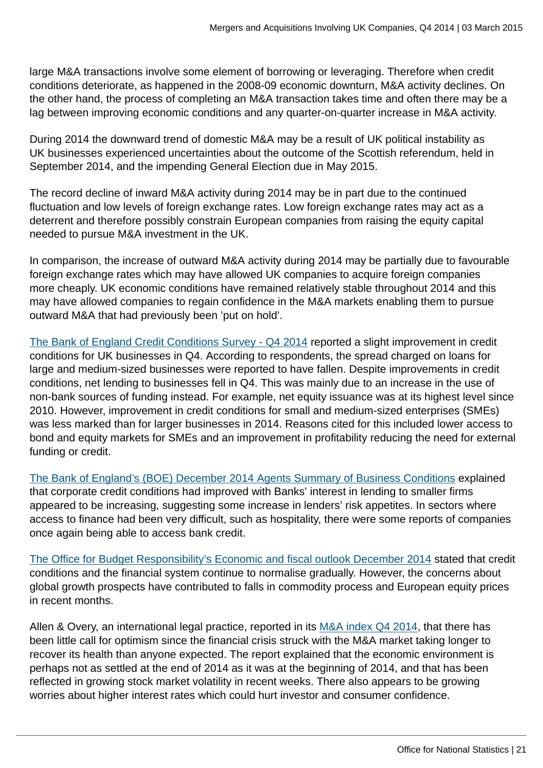large M&A transactions involve some element of borrowing or leveraging. Therefore when credit conditions deteriorate, as happened in the 2008-09 economic downturn, M&A activity declines. On the other hand, the process of completing an M&A transaction takes time and often there may be a lag between improving economic conditions and any quarter-on-quarter increase in M&A activity.

During 2014 the downward trend of domestic M&A may be a result of UK political instability as UK businesses experienced uncertainties about the outcome of the Scottish referendum, held in September 2014, and the impending General Election due in May 2015.

The record decline of inward M&A activity during 2014 may be in part due to the continued fluctuation and low levels of foreign exchange rates. Low foreign exchange rates may act as a deterrent and therefore possibly constrain European companies from raising the equity capital needed to pursue M&A investment in the UK.

In comparison, the increase of outward M&A activity during 2014 may be partially due to favourable foreign exchange rates which may have allowed UK companies to acquire foreign companies more cheaply. UK economic conditions have remained relatively stable throughout 2014 and this may have allowed companies to regain confidence in the M&A markets enabling them to pursue outward M&A that had previously been 'put on hold'.

The Bank of England Credit Conditions Survey - Q4 2014 reported a slight improvement in credit conditions for UK businesses in Q4. According to respondents, the spread charged on loans for large and medium-sized businesses were reported to have fallen. Despite improvements in credit conditions, net lending to businesses fell in Q4. This was mainly due to an increase in the use of non-bank sources of funding instead. For example, net equity issuance was at its highest level since 2010. However, improvement in credit conditions for small and medium-sized enterprises (SMEs) was less marked than for larger businesses in 2014. Reasons cited for this included lower access to bond and equity markets for SMEs and an improvement in profitability reducing the need for external funding or credit.

The Bank of England's (BOE) December 2014 Agents Summary of Business Conditions explained that corporate credit conditions had improved with Banks' interest in lending to smaller firms appeared to be increasing, suggesting some increase in lenders' risk appetites. In sectors where access to finance had been very difficult, such as hospitality, there were some reports of companies once again being able to access bank credit.

The Office for Budget Responsibility's Economic and fiscal outlook December 2014 stated that credit conditions and the financial system continue to normalise gradually. However, the concerns about global growth prospects have contributed to falls in commodity process and European equity prices in recent months.

Allen & Overy, an international legal practice, reported in its M&A index Q4 2014, that there has been little call for optimism since the financial crisis struck with the M&A market taking longer to recover its health than anyone expected. The report explained that the economic environment is perhaps not as settled at the end of 2014 as it was at the beginning of 2014, and that has been reflected in growing stock market volatility in recent weeks. There also appears to be growing worries about higher interest rates which could hurt investor and consumer confidence.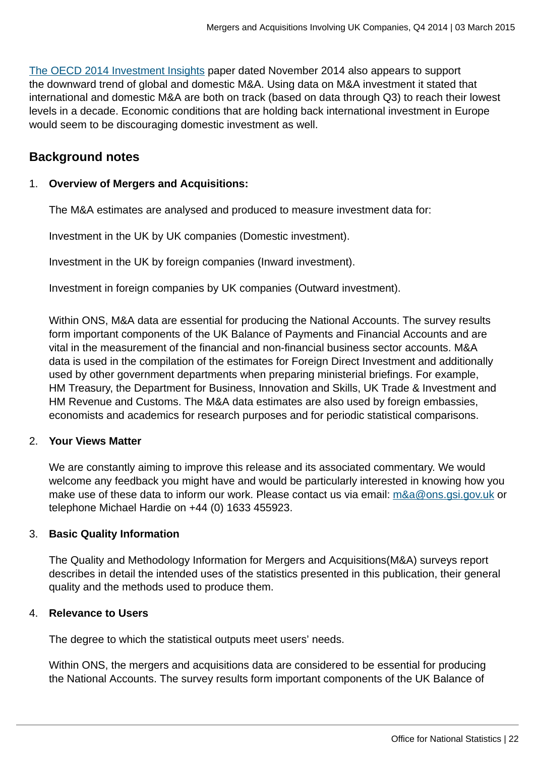The OECD 2014 Investment Insights paper dated November 2014 also appears to support the downward trend of global and domestic M&A. Using data on M&A investment it stated that international and domestic M&A are both on track (based on data through Q3) to reach their lowest levels in a decade. Economic conditions that are holding back international investment in Europe would seem to be discouraging domestic investment as well.

## Background notes

1. **Overview of Mergers and Acquisitions:**

   The M&A estimates are analysed and produced to measure investment data for:

   Investment in the UK by UK companies (Domestic investment).

   Investment in the UK by foreign companies (Inward investment).

   Investment in foreign companies by UK companies (Outward investment).

   Within ONS, M&A data are essential for producing the National Accounts. The survey results form important components of the UK Balance of Payments and Financial Accounts and are vital in the measurement of the financial and non-financial business sector accounts. M&A data is used in the compilation of the estimates for Foreign Direct Investment and additionally used by other government departments when preparing ministerial briefings. For example, HM Treasury, the Department for Business, Innovation and Skills, UK Trade & Investment and HM Revenue and Customs. The M&A data estimates are also used by foreign embassies, economists and academics for research purposes and for periodic statistical comparisons.

2. **Your Views Matter**

   We are constantly aiming to improve this release and its associated commentary. We would welcome any feedback you might have and would be particularly interested in knowing how you make use of these data to inform our work. Please contact us via email: m&a@ons.gsi.gov.uk or telephone Michael Hardie on +44 (0) 1633 455923.

3. **Basic Quality Information**

   The Quality and Methodology Information for Mergers and Acquisitions(M&A) surveys report describes in detail the intended uses of the statistics presented in this publication, their general quality and the methods used to produce them.

4. **Relevance to Users**

   The degree to which the statistical outputs meet users' needs.

   Within ONS, the mergers and acquisitions data are considered to be essential for producing the National Accounts. The survey results form important components of the UK Balance of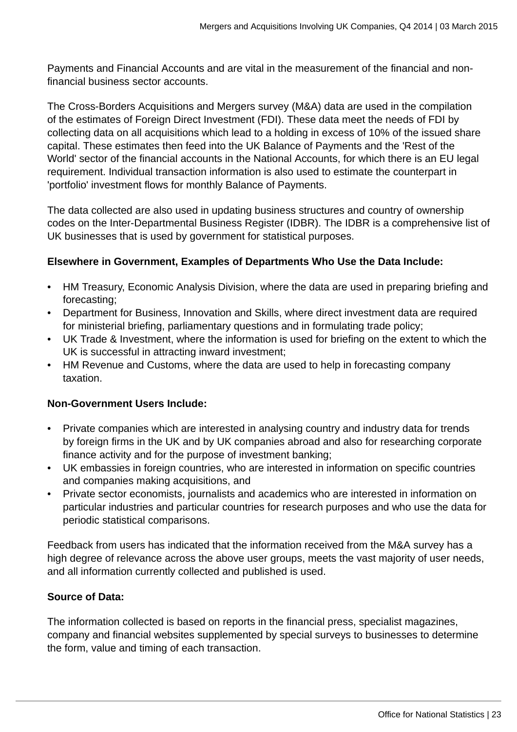Payments and Financial Accounts and are vital in the measurement of the financial and non-financial business sector accounts.

The Cross-Borders Acquisitions and Mergers survey (M&A) data are used in the compilation of the estimates of Foreign Direct Investment (FDI). These data meet the needs of FDI by collecting data on all acquisitions which lead to a holding in excess of 10% of the issued share capital. These estimates then feed into the UK Balance of Payments and the 'Rest of the World' sector of the financial accounts in the National Accounts, for which there is an EU legal requirement. Individual transaction information is also used to estimate the counterpart in 'portfolio' investment flows for monthly Balance of Payments.

The data collected are also used in updating business structures and country of ownership codes on the Inter-Departmental Business Register (IDBR). The IDBR is a comprehensive list of UK businesses that is used by government for statistical purposes.

**Elsewhere in Government, Examples of Departments Who Use the Data Include:**

- HM Treasury, Economic Analysis Division, where the data are used in preparing briefing and forecasting;
- Department for Business, Innovation and Skills, where direct investment data are required for ministerial briefing, parliamentary questions and in formulating trade policy;
- UK Trade & Investment, where the information is used for briefing on the extent to which the UK is successful in attracting inward investment;
- HM Revenue and Customs, where the data are used to help in forecasting company taxation.

**Non-Government Users Include:**

- Private companies which are interested in analysing country and industry data for trends by foreign firms in the UK and by UK companies abroad and also for researching corporate finance activity and for the purpose of investment banking;
- UK embassies in foreign countries, who are interested in information on specific countries and companies making acquisitions, and
- Private sector economists, journalists and academics who are interested in information on particular industries and particular countries for research purposes and who use the data for periodic statistical comparisons.

Feedback from users has indicated that the information received from the M&A survey has a high degree of relevance across the above user groups, meets the vast majority of user needs, and all information currently collected and published is used.

**Source of Data:**

The information collected is based on reports in the financial press, specialist magazines, company and financial websites supplemented by special surveys to businesses to determine the form, value and timing of each transaction.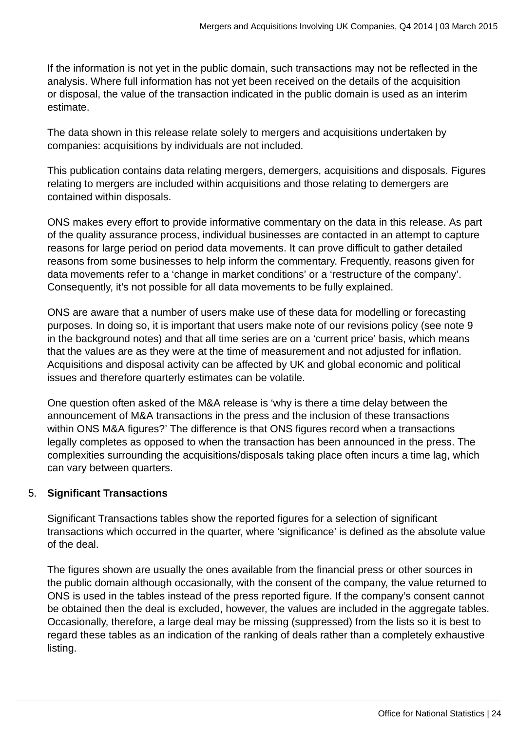If the information is not yet in the public domain, such transactions may not be reflected in the analysis. Where full information has not yet been received on the details of the acquisition or disposal, the value of the transaction indicated in the public domain is used as an interim estimate.

The data shown in this release relate solely to mergers and acquisitions undertaken by companies: acquisitions by individuals are not included.

This publication contains data relating mergers, demergers, acquisitions and disposals. Figures relating to mergers are included within acquisitions and those relating to demergers are contained within disposals.

ONS makes every effort to provide informative commentary on the data in this release. As part of the quality assurance process, individual businesses are contacted in an attempt to capture reasons for large period on period data movements. It can prove difficult to gather detailed reasons from some businesses to help inform the commentary. Frequently, reasons given for data movements refer to a ‘change in market conditions’ or a ‘restructure of the company’. Consequently, it’s not possible for all data movements to be fully explained.

ONS are aware that a number of users make use of these data for modelling or forecasting purposes. In doing so, it is important that users make note of our revisions policy (see note 9 in the background notes) and that all time series are on a ‘current price’ basis, which means that the values are as they were at the time of measurement and not adjusted for inflation. Acquisitions and disposal activity can be affected by UK and global economic and political issues and therefore quarterly estimates can be volatile.

One question often asked of the M&A release is ‘why is there a time delay between the announcement of M&A transactions in the press and the inclusion of these transactions within ONS M&A figures?’ The difference is that ONS figures record when a transactions legally completes as opposed to when the transaction has been announced in the press. The complexities surrounding the acquisitions/disposals taking place often incurs a time lag, which can vary between quarters.

5. **Significant Transactions**

Significant Transactions tables show the reported figures for a selection of significant transactions which occurred in the quarter, where ‘significance’ is defined as the absolute value of the deal.

The figures shown are usually the ones available from the financial press or other sources in the public domain although occasionally, with the consent of the company, the value returned to ONS is used in the tables instead of the press reported figure. If the company’s consent cannot be obtained then the deal is excluded, however, the values are included in the aggregate tables. Occasionally, therefore, a large deal may be missing (suppressed) from the lists so it is best to regard these tables as an indication of the ranking of deals rather than a completely exhaustive listing.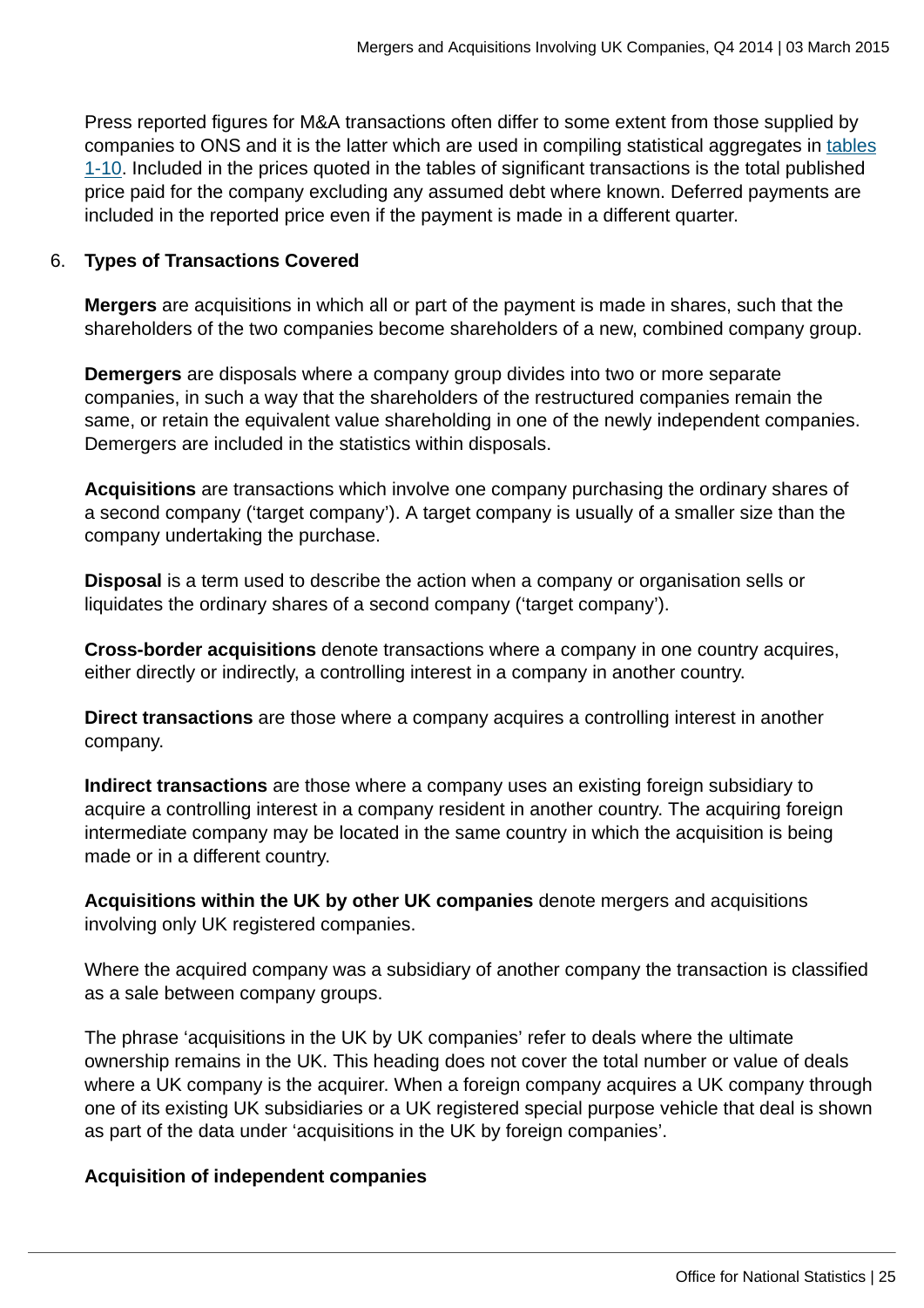Press reported figures for M&A transactions often differ to some extent from those supplied by companies to ONS and it is the latter which are used in compiling statistical aggregates in tables 1-10. Included in the prices quoted in the tables of significant transactions is the total published price paid for the company excluding any assumed debt where known. Deferred payments are included in the reported price even if the payment is made in a different quarter.

6. **Types of Transactions Covered**

**Mergers** are acquisitions in which all or part of the payment is made in shares, such that the shareholders of the two companies become shareholders of a new, combined company group.

**Demergers** are disposals where a company group divides into two or more separate companies, in such a way that the shareholders of the restructured companies remain the same, or retain the equivalent value shareholding in one of the newly independent companies. Demergers are included in the statistics within disposals.

**Acquisitions** are transactions which involve one company purchasing the ordinary shares of a second company ('target company'). A target company is usually of a smaller size than the company undertaking the purchase.

**Disposal** is a term used to describe the action when a company or organisation sells or liquidates the ordinary shares of a second company ('target company').

**Cross-border acquisitions** denote transactions where a company in one country acquires, either directly or indirectly, a controlling interest in a company in another country.

**Direct transactions** are those where a company acquires a controlling interest in another company.

**Indirect transactions** are those where a company uses an existing foreign subsidiary to acquire a controlling interest in a company resident in another country. The acquiring foreign intermediate company may be located in the same country in which the acquisition is being made or in a different country.

**Acquisitions within the UK by other UK companies** denote mergers and acquisitions involving only UK registered companies.

Where the acquired company was a subsidiary of another company the transaction is classified as a sale between company groups.

The phrase 'acquisitions in the UK by UK companies' refer to deals where the ultimate ownership remains in the UK. This heading does not cover the total number or value of deals where a UK company is the acquirer. When a foreign company acquires a UK company through one of its existing UK subsidiaries or a UK registered special purpose vehicle that deal is shown as part of the data under 'acquisitions in the UK by foreign companies'.

**Acquisition of independent companies**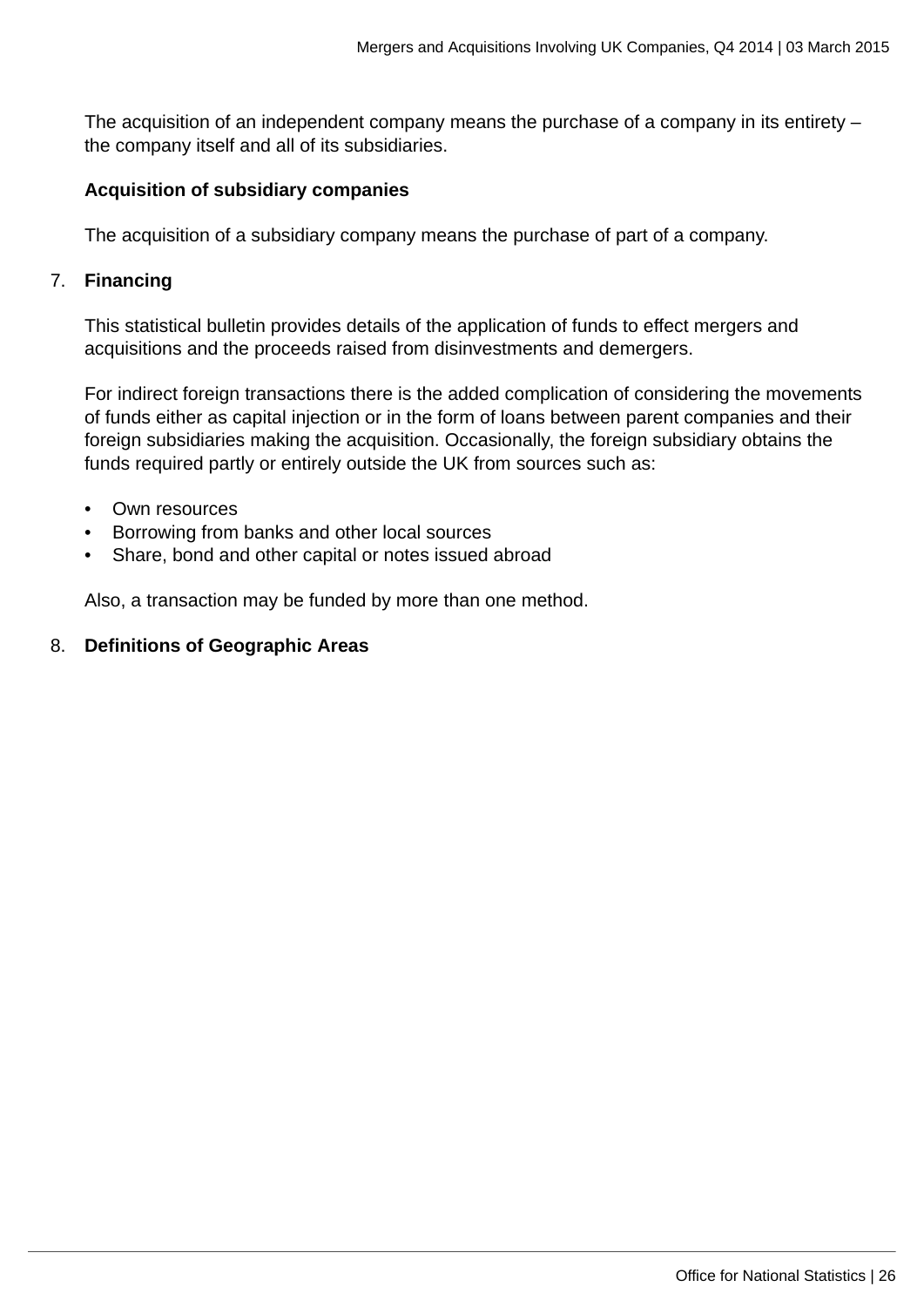The acquisition of an independent company means the purchase of a company in its entirety – the company itself and all of its subsidiaries.

**Acquisition of subsidiary companies**

The acquisition of a subsidiary company means the purchase of part of a company.

7. **Financing**

This statistical bulletin provides details of the application of funds to effect mergers and acquisitions and the proceeds raised from disinvestments and demergers.

For indirect foreign transactions there is the added complication of considering the movements of funds either as capital injection or in the form of loans between parent companies and their foreign subsidiaries making the acquisition. Occasionally, the foreign subsidiary obtains the funds required partly or entirely outside the UK from sources such as:

- Own resources
- Borrowing from banks and other local sources
- Share, bond and other capital or notes issued abroad

Also, a transaction may be funded by more than one method.

8. **Definitions of Geographic Areas**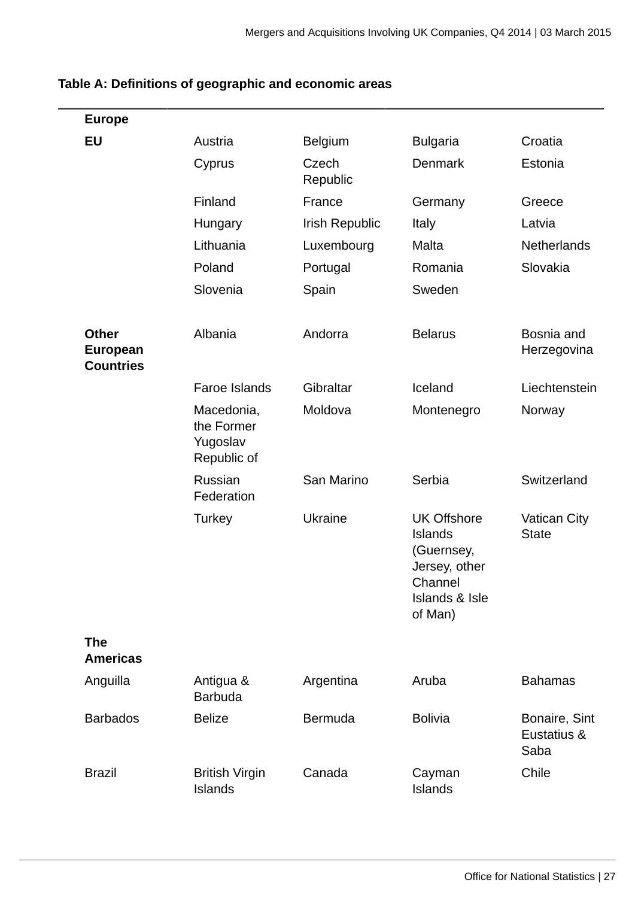**Table A: Definitions of geographic and economic areas**

| | | | | |
|---|---|---|---|---|
| **Europe** | | | | |
| **EU** | Austria | Belgium | Bulgaria | Croatia |
| | Cyprus | Czech Republic | Denmark | Estonia |
| | Finland | France | Germany | Greece |
| | Hungary | Irish Republic | Italy | Latvia |
| | Lithuania | Luxembourg | Malta | Netherlands |
| | Poland | Portugal | Romania | Slovakia |
| | Slovenia | Spain | Sweden | |
| **Other European Countries** | Albania | Andorra | Belarus | Bosnia and Herzegovina |
| | Faroe Islands | Gibraltar | Iceland | Liechtenstein |
| | Macedonia, the Former Yugoslav Republic of | Moldova | Montenegro | Norway |
| | Russian Federation | San Marino | Serbia | Switzerland |
| | Turkey | Ukraine | UK Offshore Islands (Guernsey, Jersey, other Channel Islands & Isle of Man) | Vatican City State |
| **The Americas** | | | | |
| Anguilla | Antigua & Barbuda | Argentina | Aruba | Bahamas |
| Barbados | Belize | Bermuda | Bolivia | Bonaire, Sint Eustatius & Saba |
| Brazil | British Virgin Islands | Canada | Cayman Islands | Chile |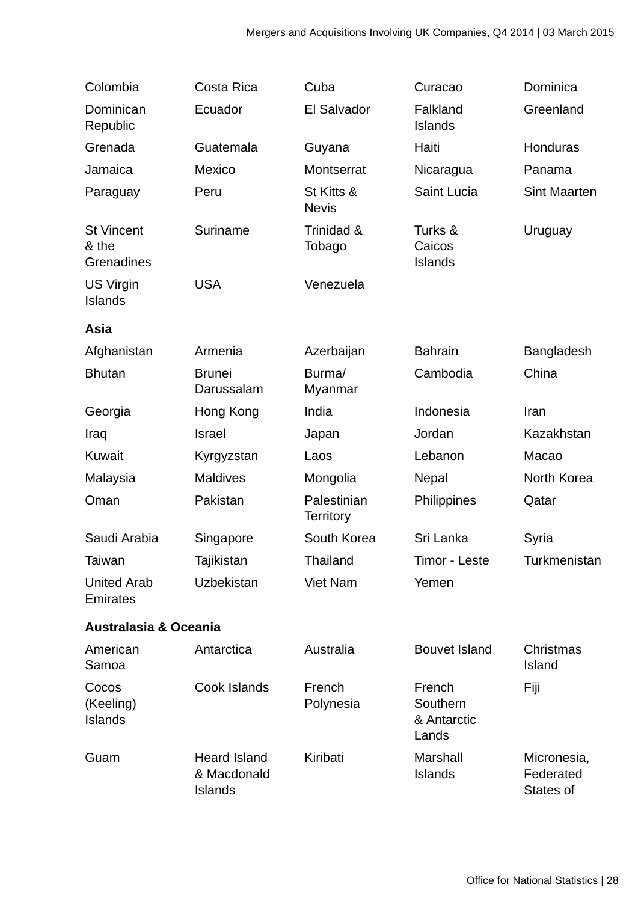| | | | | |
|---|---|---|---|---|
| Colombia | Costa Rica | Cuba | Curacao | Dominica |
| Dominican Republic | Ecuador | El Salvador | Falkland Islands | Greenland |
| Grenada | Guatemala | Guyana | Haiti | Honduras |
| Jamaica | Mexico | Montserrat | Nicaragua | Panama |
| Paraguay | Peru | St Kitts & Nevis | Saint Lucia | Sint Maarten |
| St Vincent & the Grenadines | Suriname | Trinidad & Tobago | Turks & Caicos Islands | Uruguay |
| US Virgin Islands | USA | Venezuela | | |

**Asia**

| | | | | |
|---|---|---|---|---|
| Afghanistan | Armenia | Azerbaijan | Bahrain | Bangladesh |
| Bhutan | Brunei Darussalam | Burma/ Myanmar | Cambodia | China |
| Georgia | Hong Kong | India | Indonesia | Iran |
| Iraq | Israel | Japan | Jordan | Kazakhstan |
| Kuwait | Kyrgyzstan | Laos | Lebanon | Macao |
| Malaysia | Maldives | Mongolia | Nepal | North Korea |
| Oman | Pakistan | Palestinian Territory | Philippines | Qatar |
| Saudi Arabia | Singapore | South Korea | Sri Lanka | Syria |
| Taiwan | Tajikistan | Thailand | Timor - Leste | Turkmenistan |
| United Arab Emirates | Uzbekistan | Viet Nam | Yemen | |

**Australasia & Oceania**

| | | | | |
|---|---|---|---|---|
| American Samoa | Antarctica | Australia | Bouvet Island | Christmas Island |
| Cocos (Keeling) Islands | Cook Islands | French Polynesia | French Southern & Antarctic Lands | Fiji |
| Guam | Heard Island & Macdonald Islands | Kiribati | Marshall Islands | Micronesia, Federated States of |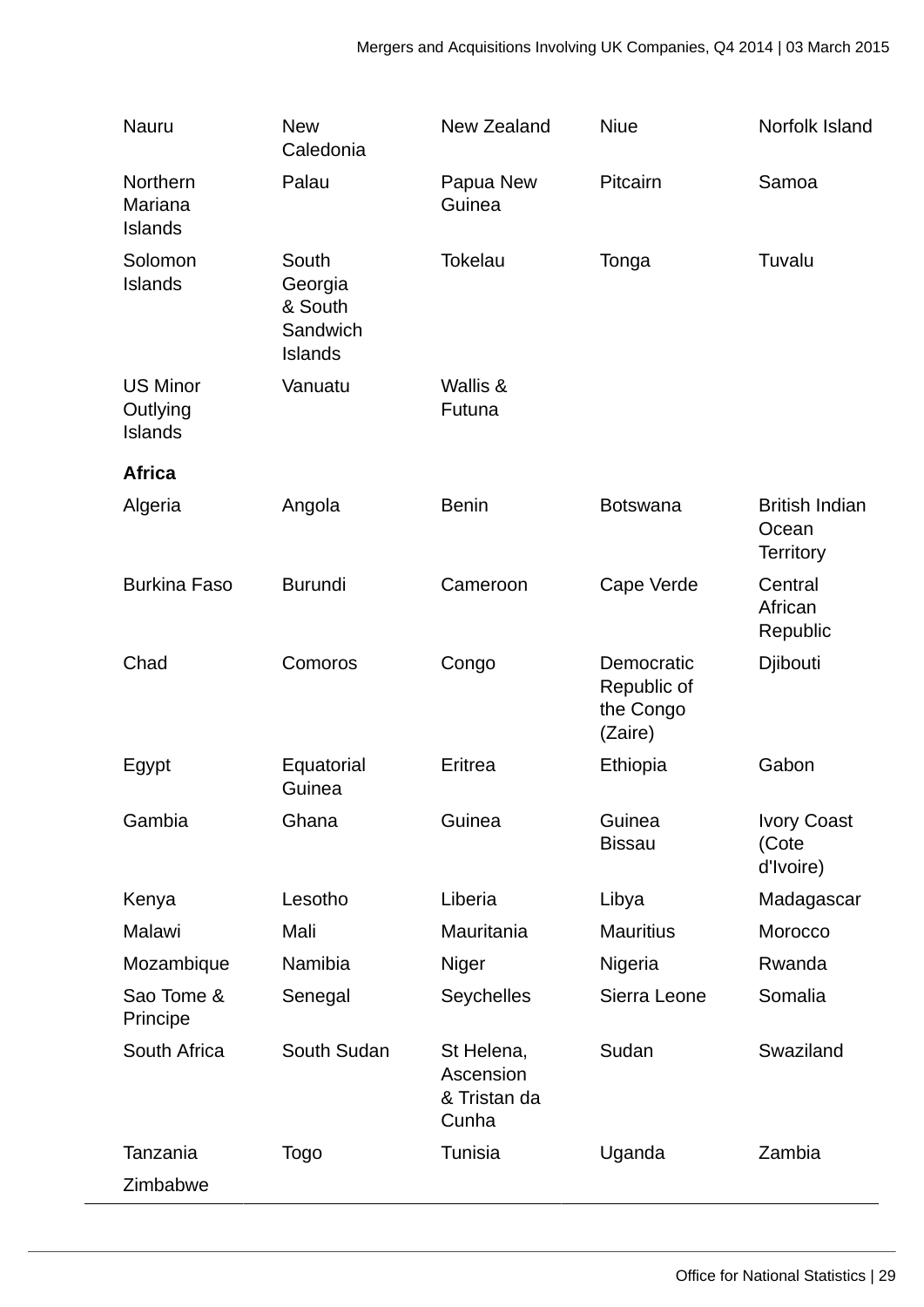| | | | | |
|---|---|---|---|---|
| Nauru | New Caledonia | New Zealand | Niue | Norfolk Island |
| Northern Mariana Islands | Palau | Papua New Guinea | Pitcairn | Samoa |
| Solomon Islands | South Georgia & South Sandwich Islands | Tokelau | Tonga | Tuvalu |
| US Minor Outlying Islands | Vanuatu | Wallis & Futuna | | |
| **Africa** | | | | |
| Algeria | Angola | Benin | Botswana | British Indian Ocean Territory |
| Burkina Faso | Burundi | Cameroon | Cape Verde | Central African Republic |
| Chad | Comoros | Congo | Democratic Republic of the Congo (Zaire) | Djibouti |
| Egypt | Equatorial Guinea | Eritrea | Ethiopia | Gabon |
| Gambia | Ghana | Guinea | Guinea Bissau | Ivory Coast (Cote d'Ivoire) |
| Kenya | Lesotho | Liberia | Libya | Madagascar |
| Malawi | Mali | Mauritania | Mauritius | Morocco |
| Mozambique | Namibia | Niger | Nigeria | Rwanda |
| Sao Tome & Principe | Senegal | Seychelles | Sierra Leone | Somalia |
| South Africa | South Sudan | St Helena, Ascension & Tristan da Cunha | Sudan | Swaziland |
| Tanzania | Togo | Tunisia | Uganda | Zambia |
| Zimbabwe | | | | |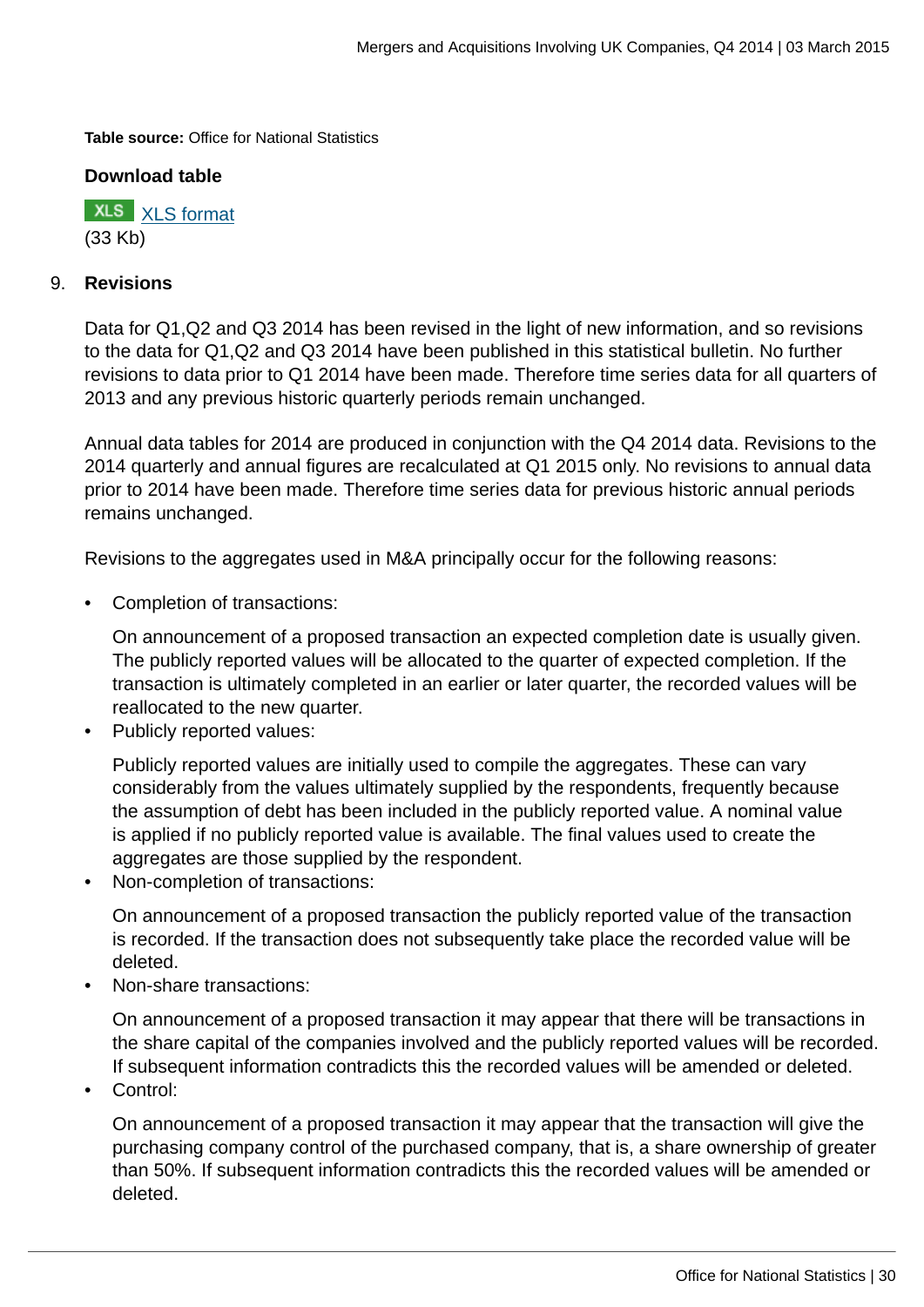**Table source:** Office for National Statistics

**Download table**

XLS [XLS format](#)
(33 Kb)

## 9. Revisions

Data for Q1,Q2 and Q3 2014 has been revised in the light of new information, and so revisions to the data for Q1,Q2 and Q3 2014 have been published in this statistical bulletin. No further revisions to data prior to Q1 2014 have been made. Therefore time series data for all quarters of 2013 and any previous historic quarterly periods remain unchanged.

Annual data tables for 2014 are produced in conjunction with the Q4 2014 data. Revisions to the 2014 quarterly and annual figures are recalculated at Q1 2015 only. No revisions to annual data prior to 2014 have been made. Therefore time series data for previous historic annual periods remains unchanged.

Revisions to the aggregates used in M&A principally occur for the following reasons:

- Completion of transactions:

  On announcement of a proposed transaction an expected completion date is usually given. The publicly reported values will be allocated to the quarter of expected completion. If the transaction is ultimately completed in an earlier or later quarter, the recorded values will be reallocated to the new quarter.
- Publicly reported values:

  Publicly reported values are initially used to compile the aggregates. These can vary considerably from the values ultimately supplied by the respondents, frequently because the assumption of debt has been included in the publicly reported value. A nominal value is applied if no publicly reported value is available. The final values used to create the aggregates are those supplied by the respondent.
- Non-completion of transactions:

  On announcement of a proposed transaction the publicly reported value of the transaction is recorded. If the transaction does not subsequently take place the recorded value will be deleted.
- Non-share transactions:

  On announcement of a proposed transaction it may appear that there will be transactions in the share capital of the companies involved and the publicly reported values will be recorded. If subsequent information contradicts this the recorded values will be amended or deleted.
- Control:

  On announcement of a proposed transaction it may appear that the transaction will give the purchasing company control of the purchased company, that is, a share ownership of greater than 50%. If subsequent information contradicts this the recorded values will be amended or deleted.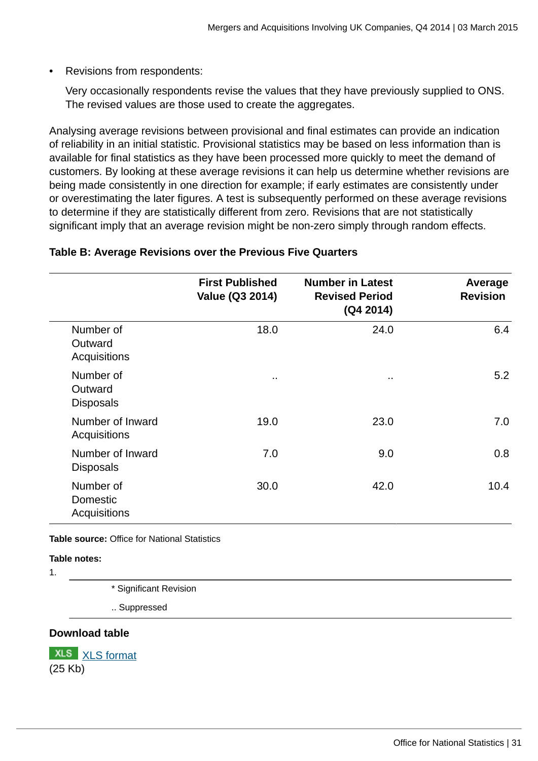- Revisions from respondents:

  Very occasionally respondents revise the values that they have previously supplied to ONS. The revised values are those used to create the aggregates.

Analysing average revisions between provisional and final estimates can provide an indication of reliability in an initial statistic. Provisional statistics may be based on less information than is available for final statistics as they have been processed more quickly to meet the demand of customers. By looking at these average revisions it can help us determine whether revisions are being made consistently in one direction for example; if early estimates are consistently under or overestimating the later figures. A test is subsequently performed on these average revisions to determine if they are statistically different from zero. Revisions that are not statistically significant imply that an average revision might be non-zero simply through random effects.

**Table B: Average Revisions over the Previous Five Quarters**

| | First Published Value (Q3 2014) | Number in Latest Revised Period (Q4 2014) | Average Revision |
|---|---|---|---|
| Number of Outward Acquisitions | 18.0 | 24.0 | 6.4 |
| Number of Outward Disposals | .. | .. | 5.2 |
| Number of Inward Acquisitions | 19.0 | 23.0 | 7.0 |
| Number of Inward Disposals | 7.0 | 9.0 | 0.8 |
| Number of Domestic Acquisitions | 30.0 | 42.0 | 10.4 |

**Table source:** Office for National Statistics

**Table notes:**

1.

| |
|---|
| * Significant Revision |
| .. Suppressed |

**Download table**

XLS [XLS format](#)
(25 Kb)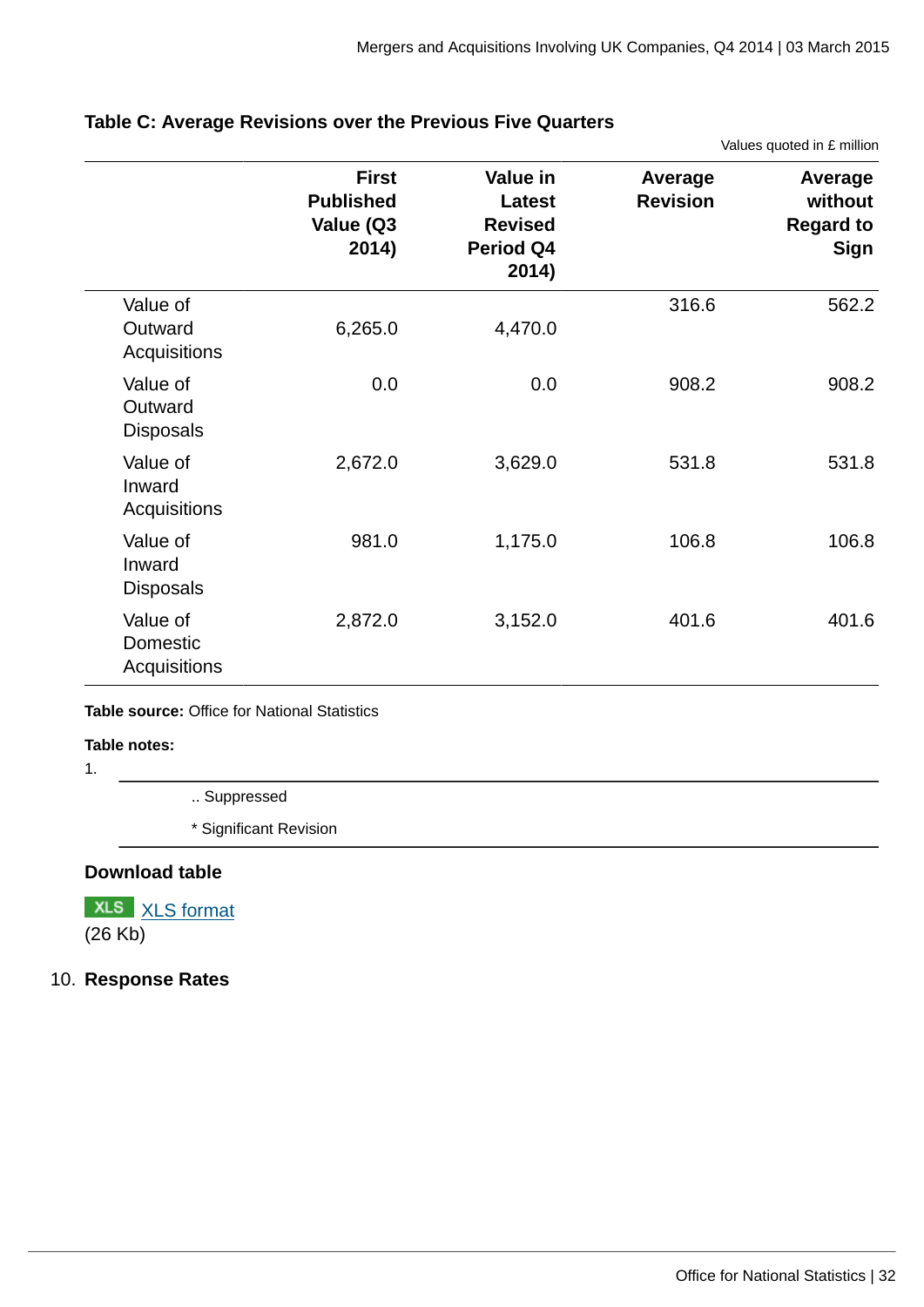### Table C: Average Revisions over the Previous Five Quarters

Values quoted in £ million

| | First Published Value (Q3 2014) | Value in Latest Revised Period Q4 2014) | Average Revision | Average without Regard to Sign |
|---|---|---|---|---|
| Value of Outward Acquisitions | 6,265.0 | 4,470.0 | 316.6 | 562.2 |
| Value of Outward Disposals | 0.0 | 0.0 | 908.2 | 908.2 |
| Value of Inward Acquisitions | 2,672.0 | 3,629.0 | 531.8 | 531.8 |
| Value of Inward Disposals | 981.0 | 1,175.0 | 106.8 | 106.8 |
| Value of Domestic Acquisitions | 2,872.0 | 3,152.0 | 401.6 | 401.6 |

**Table source:** Office for National Statistics

**Table notes:**

1.

.. Suppressed

* Significant Revision

**Download table**

XLS [XLS format](#)
(26 Kb)

10. **Response Rates**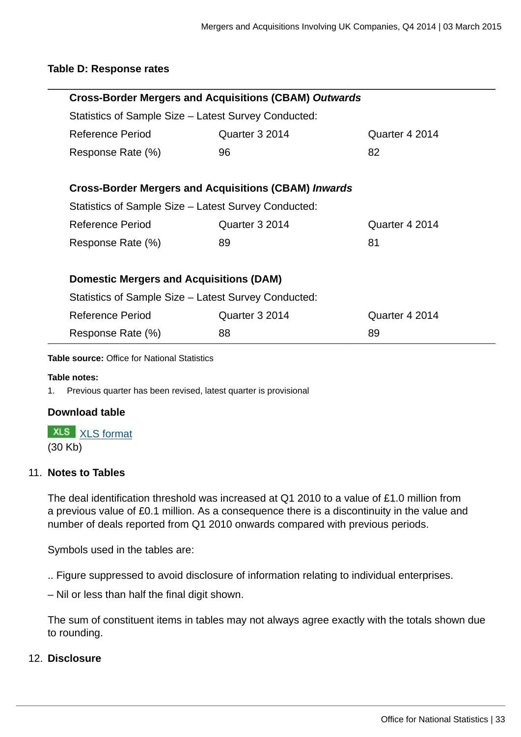**Table D: Response rates**

| **Cross-Border Mergers and Acquisitions (CBAM) *Outwards*** | | |
|---|---|---|
| Statistics of Sample Size – Latest Survey Conducted: | | |
| Reference Period | Quarter 3 2014 | Quarter 4 2014 |
| Response Rate (%) | 96 | 82 |
| | | |
| **Cross-Border Mergers and Acquisitions (CBAM) *Inwards*** | | |
| Statistics of Sample Size – Latest Survey Conducted: | | |
| Reference Period | Quarter 3 2014 | Quarter 4 2014 |
| Response Rate (%) | 89 | 81 |
| | | |
| **Domestic Mergers and Acquisitions (DAM)** | | |
| Statistics of Sample Size – Latest Survey Conducted: | | |
| Reference Period | Quarter 3 2014 | Quarter 4 2014 |
| Response Rate (%) | 88 | 89 |

**Table source:** Office for National Statistics

**Table notes:**

1. Previous quarter has been revised, latest quarter is provisional

**Download table**

XLS [XLS format](#)
(30 Kb)

11. **Notes to Tables**

The deal identification threshold was increased at Q1 2010 to a value of £1.0 million from a previous value of £0.1 million. As a consequence there is a discontinuity in the value and number of deals reported from Q1 2010 onwards compared with previous periods.

Symbols used in the tables are:

.. Figure suppressed to avoid disclosure of information relating to individual enterprises.

– Nil or less than half the final digit shown.

The sum of constituent items in tables may not always agree exactly with the totals shown due to rounding.

12. **Disclosure**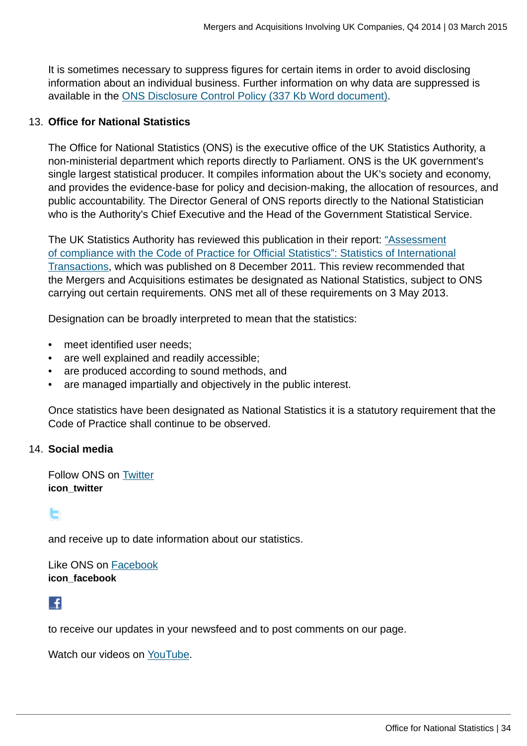It is sometimes necessary to suppress figures for certain items in order to avoid disclosing information about an individual business. Further information on why data are suppressed is available in the ONS Disclosure Control Policy (337 Kb Word document).

13. **Office for National Statistics**

The Office for National Statistics (ONS) is the executive office of the UK Statistics Authority, a non-ministerial department which reports directly to Parliament. ONS is the UK government's single largest statistical producer. It compiles information about the UK's society and economy, and provides the evidence-base for policy and decision-making, the allocation of resources, and public accountability. The Director General of ONS reports directly to the National Statistician who is the Authority's Chief Executive and the Head of the Government Statistical Service.

The UK Statistics Authority has reviewed this publication in their report: "Assessment of compliance with the Code of Practice for Official Statistics": Statistics of International Transactions, which was published on 8 December 2011. This review recommended that the Mergers and Acquisitions estimates be designated as National Statistics, subject to ONS carrying out certain requirements. ONS met all of these requirements on 3 May 2013.

Designation can be broadly interpreted to mean that the statistics:

- meet identified user needs;
- are well explained and readily accessible;
- are produced according to sound methods, and
- are managed impartially and objectively in the public interest.

Once statistics have been designated as National Statistics it is a statutory requirement that the Code of Practice shall continue to be observed.

14. **Social media**

Follow ONS on Twitter
**icon_twitter**

and receive up to date information about our statistics.

Like ONS on Facebook
**icon_facebook**

to receive our updates in your newsfeed and to post comments on our page.

Watch our videos on YouTube.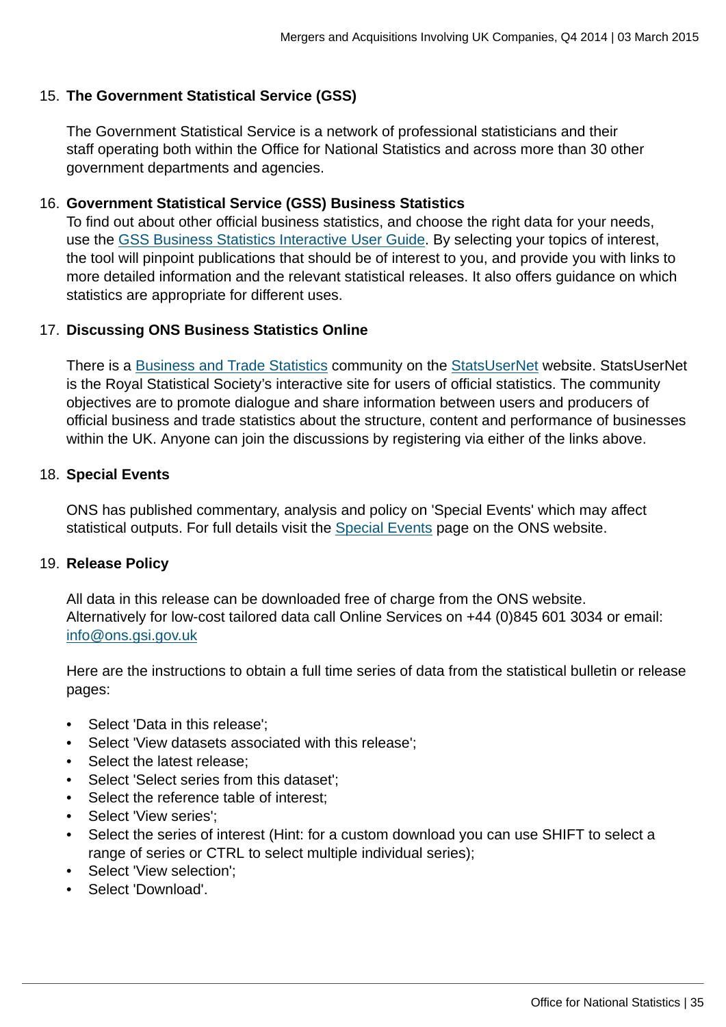15. **The Government Statistical Service (GSS)**

    The Government Statistical Service is a network of professional statisticians and their staff operating both within the Office for National Statistics and across more than 30 other government departments and agencies.

16. **Government Statistical Service (GSS) Business Statistics**
    To find out about other official business statistics, and choose the right data for your needs, use the GSS Business Statistics Interactive User Guide. By selecting your topics of interest, the tool will pinpoint publications that should be of interest to you, and provide you with links to more detailed information and the relevant statistical releases. It also offers guidance on which statistics are appropriate for different uses.

17. **Discussing ONS Business Statistics Online**

    There is a Business and Trade Statistics community on the StatsUserNet website. StatsUserNet is the Royal Statistical Society's interactive site for users of official statistics. The community objectives are to promote dialogue and share information between users and producers of official business and trade statistics about the structure, content and performance of businesses within the UK. Anyone can join the discussions by registering via either of the links above.

18. **Special Events**

    ONS has published commentary, analysis and policy on 'Special Events' which may affect statistical outputs. For full details visit the Special Events page on the ONS website.

19. **Release Policy**

    All data in this release can be downloaded free of charge from the ONS website. Alternatively for low-cost tailored data call Online Services on +44 (0)845 601 3034 or email: info@ons.gsi.gov.uk

    Here are the instructions to obtain a full time series of data from the statistical bulletin or release pages:

    - Select 'Data in this release';
    - Select 'View datasets associated with this release';
    - Select the latest release;
    - Select 'Select series from this dataset';
    - Select the reference table of interest;
    - Select 'View series';
    - Select the series of interest (Hint: for a custom download you can use SHIFT to select a range of series or CTRL to select multiple individual series);
    - Select 'View selection';
    - Select 'Download'.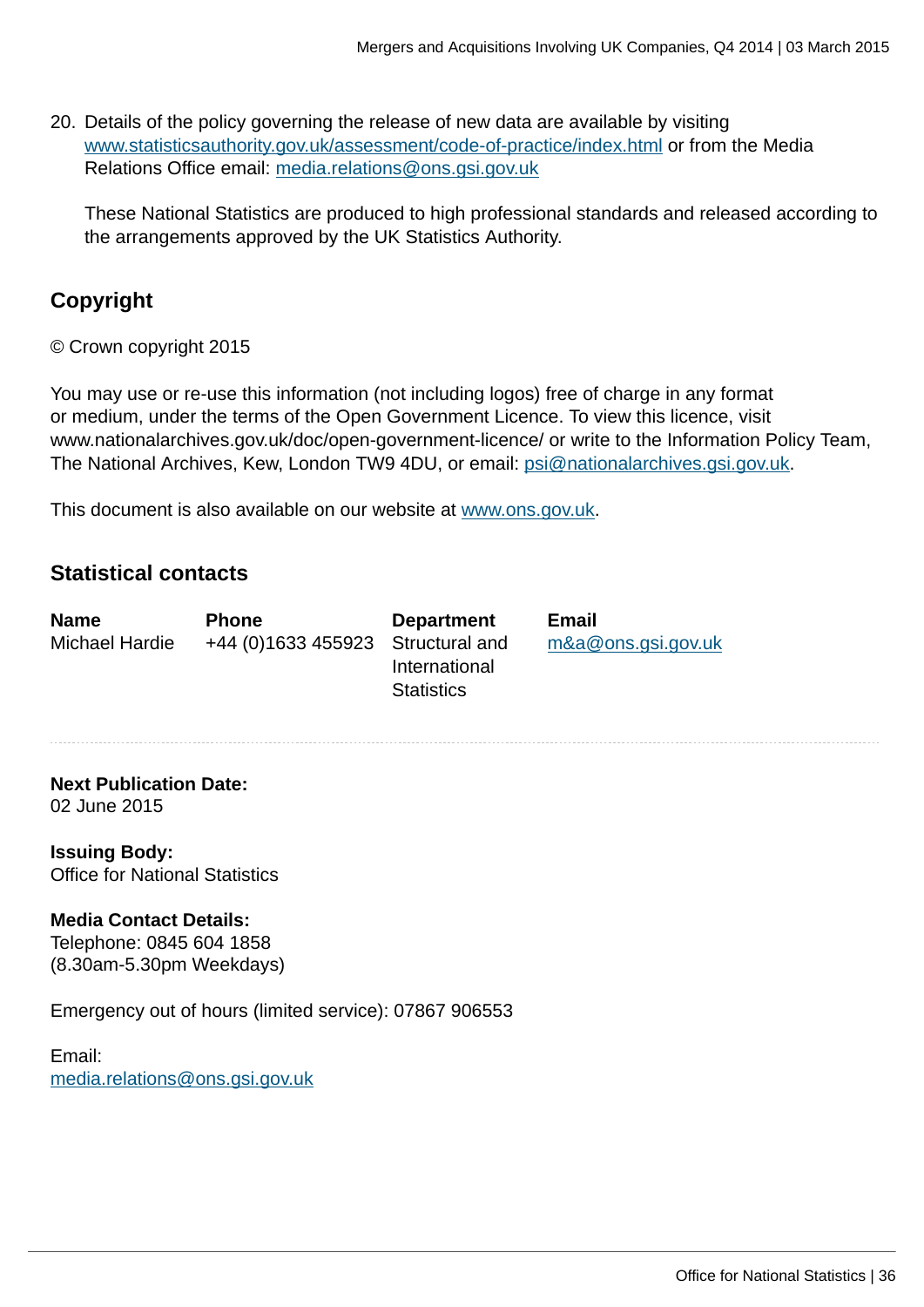20. Details of the policy governing the release of new data are available by visiting www.statisticsauthority.gov.uk/assessment/code-of-practice/index.html or from the Media Relations Office email: media.relations@ons.gsi.gov.uk

    These National Statistics are produced to high professional standards and released according to the arrangements approved by the UK Statistics Authority.

## Copyright

© Crown copyright 2015

You may use or re-use this information (not including logos) free of charge in any format or medium, under the terms of the Open Government Licence. To view this licence, visit www.nationalarchives.gov.uk/doc/open-government-licence/ or write to the Information Policy Team, The National Archives, Kew, London TW9 4DU, or email: psi@nationalarchives.gsi.gov.uk.

This document is also available on our website at www.ons.gov.uk.

## Statistical contacts

| Name | Phone | Department | Email |
|---|---|---|---|
| Michael Hardie | +44 (0)1633 455923 | Structural and International Statistics | m&a@ons.gsi.gov.uk |

**Next Publication Date:**
02 June 2015

**Issuing Body:**
Office for National Statistics

**Media Contact Details:**
Telephone: 0845 604 1858
(8.30am-5.30pm Weekdays)

Emergency out of hours (limited service): 07867 906553

Email:
media.relations@ons.gsi.gov.uk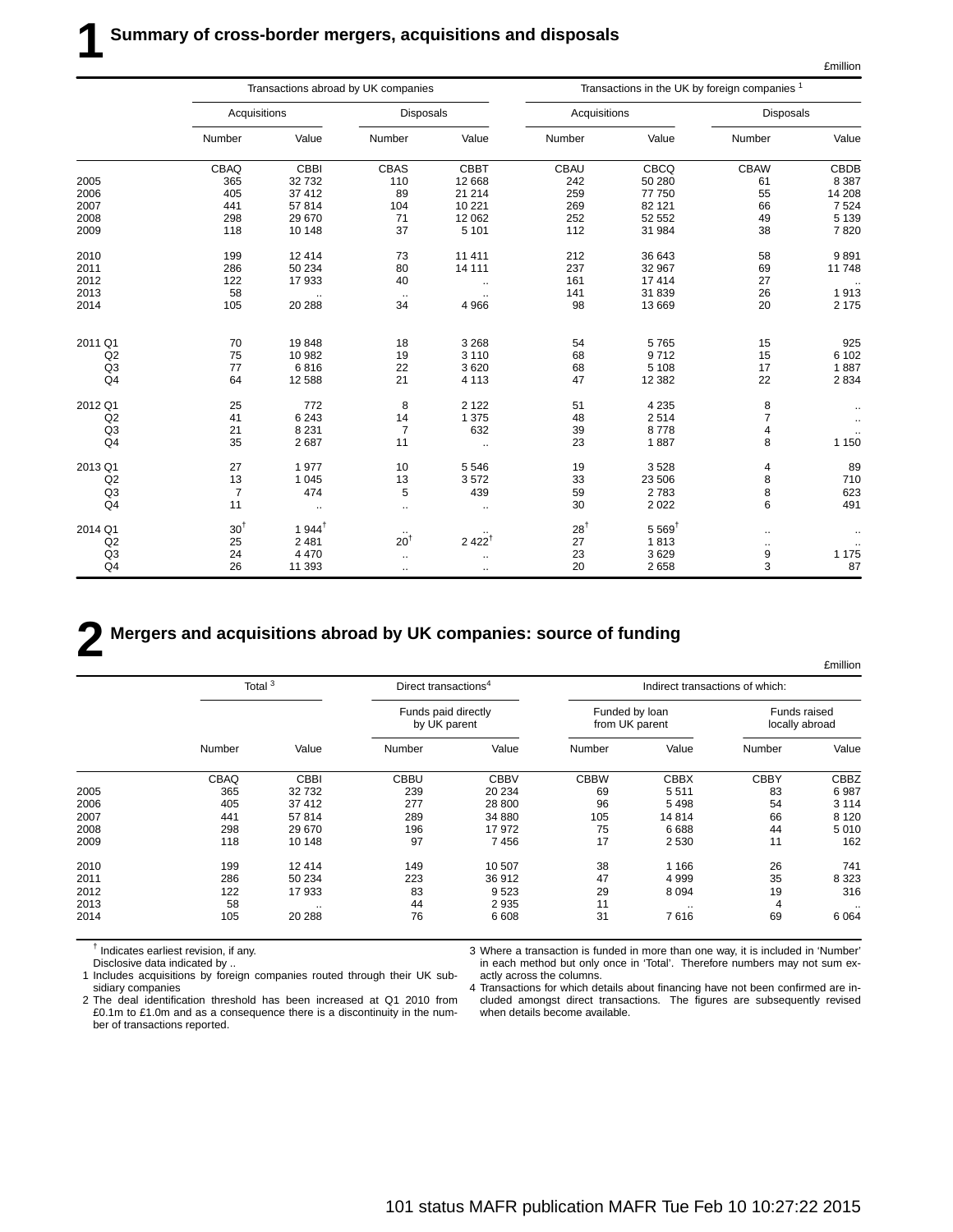# 1 Summary of cross-border mergers, acquisitions and disposals

£million

| | Transactions abroad by UK companies | | | | Transactions in the UK by foreign companies [1] | | | |
|---|---|---|---|---|---|---|---|---|
| | Acquisitions | | Disposals | | Acquisitions | | Disposals | |
| | Number | Value | Number | Value | Number | Value | Number | Value |
| | CBAQ | CBBI | CBAS | CBBT | CBAU | CBCQ | CBAW | CBDB |
| 2005 | 365 | 32 732 | 110 | 12 668 | 242 | 50 280 | 61 | 8 387 |
| 2006 | 405 | 37 412 | 89 | 21 214 | 259 | 77 750 | 55 | 14 208 |
| 2007 | 441 | 57 814 | 104 | 10 221 | 269 | 82 121 | 66 | 7 524 |
| 2008 | 298 | 29 670 | 71 | 12 062 | 252 | 52 552 | 49 | 5 139 |
| 2009 | 118 | 10 148 | 37 | 5 101 | 112 | 31 984 | 38 | 7 820 |
| 2010 | 199 | 12 414 | 73 | 11 411 | 212 | 36 643 | 58 | 9 891 |
| 2011 | 286 | 50 234 | 80 | 14 111 | 237 | 32 967 | 69 | 11 748 |
| 2012 | 122 | 17 933 | 40 | .. | 161 | 17 414 | 27 | .. |
| 2013 | 58 | .. | .. | .. | 141 | 31 839 | 26 | 1 913 |
| 2014 | 105 | 20 288 | 34 | 4 966 | 98 | 13 669 | 20 | 2 175 |
| 2011 Q1 | 70 | 19 848 | 18 | 3 268 | 54 | 5 765 | 15 | 925 |
| Q2 | 75 | 10 982 | 19 | 3 110 | 68 | 9 712 | 15 | 6 102 |
| Q3 | 77 | 6 816 | 22 | 3 620 | 68 | 5 108 | 17 | 1 887 |
| Q4 | 64 | 12 588 | 21 | 4 113 | 47 | 12 382 | 22 | 2 834 |
| 2012 Q1 | 25 | 772 | 8 | 2 122 | 51 | 4 235 | 8 | .. |
| Q2 | 41 | 6 243 | 14 | 1 375 | 48 | 2 514 | 7 | .. |
| Q3 | 21 | 8 231 | 7 | 632 | 39 | 8 778 | 4 | .. |
| Q4 | 35 | 2 687 | 11 | .. | 23 | 1 887 | 8 | 1 150 |
| 2013 Q1 | 27 | 1 977 | 10 | 5 546 | 19 | 3 528 | 4 | 89 |
| Q2 | 13 | 1 045 | 13 | 3 572 | 33 | 23 506 | 8 | 710 |
| Q3 | 7 | 474 | 5 | 439 | 59 | 2 783 | 8 | 623 |
| Q4 | 11 | .. | .. | .. | 30 | 2 022 | 6 | 491 |
| 2014 Q1 | 30† | 1 944† | .. | .. | 28† | 5 569† | .. | .. |
| Q2 | 25 | 2 481 | 20† | 2 422† | 27 | 1 813 | .. | .. |
| Q3 | 24 | 4 470 | .. | .. | 23 | 3 629 | 9 | 1 175 |
| Q4 | 26 | 11 393 | .. | .. | 20 | 2 658 | 3 | 87 |

# 2 Mergers and acquisitions abroad by UK companies: source of funding

£million

| | Total [3] | | Direct transactions[4] | | Indirect transactions of which: | | | |
|---|---|---|---|---|---|---|---|---|
| | | | Funds paid directly by UK parent | | Funded by loan from UK parent | | Funds raised locally abroad | |
| | Number | Value | Number | Value | Number | Value | Number | Value |
| | CBAQ | CBBI | CBBU | CBBV | CBBW | CBBX | CBBY | CBBZ |
| 2005 | 365 | 32 732 | 239 | 20 234 | 69 | 5 511 | 83 | 6 987 |
| 2006 | 405 | 37 412 | 277 | 28 800 | 96 | 5 498 | 54 | 3 114 |
| 2007 | 441 | 57 814 | 289 | 34 880 | 105 | 14 814 | 66 | 8 120 |
| 2008 | 298 | 29 670 | 196 | 17 972 | 75 | 6 688 | 44 | 5 010 |
| 2009 | 118 | 10 148 | 97 | 7 456 | 17 | 2 530 | 11 | 162 |
| 2010 | 199 | 12 414 | 149 | 10 507 | 38 | 1 166 | 26 | 741 |
| 2011 | 286 | 50 234 | 223 | 36 912 | 47 | 4 999 | 35 | 8 323 |
| 2012 | 122 | 17 933 | 83 | 9 523 | 29 | 8 094 | 19 | 316 |
| 2013 | 58 | .. | 44 | 2 935 | 11 | .. | 4 | .. |
| 2014 | 105 | 20 288 | 76 | 6 608 | 31 | 7 616 | 69 | 6 064 |

† Indicates earliest revision, if any.
Disclosive data indicated by ..

1 Includes acquisitions by foreign companies routed through their UK subsidiary companies

2 The deal identification threshold has been increased at Q1 2010 from £0.1m to £1.0m and as a consequence there is a discontinuity in the number of transactions reported.

3 Where a transaction is funded in more than one way, it is included in 'Number' in each method but only once in 'Total'. Therefore numbers may not sum exactly across the columns.

4 Transactions for which details about financing have not been confirmed are included amongst direct transactions. The figures are subsequently revised when details become available.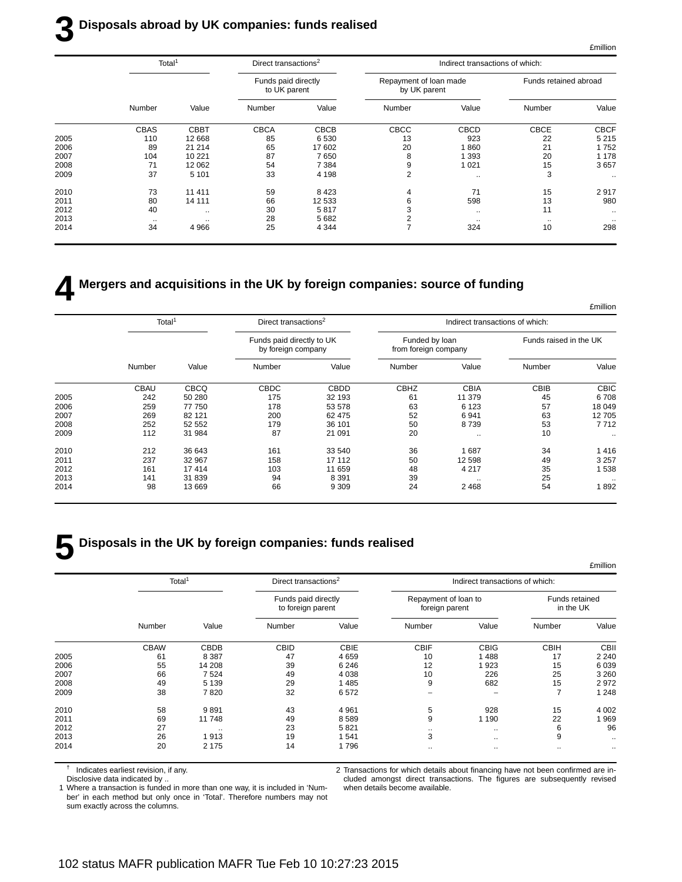## 3 Disposals abroad by UK companies: funds realised

£million

| | Total[1] | | Direct transactions[2] | | Indirect transactions of which: | | | |
|---|---|---|---|---|---|---|---|---|
| | | | Funds paid directly to UK parent | | Repayment of loan made by UK parent | | Funds retained abroad | |
| | Number | Value | Number | Value | Number | Value | Number | Value |
| | CBAS | CBBT | CBCA | CBCB | CBCC | CBCD | CBCE | CBCF |
| 2005 | 110 | 12 668 | 85 | 6 530 | 13 | 923 | 22 | 5 215 |
| 2006 | 89 | 21 214 | 65 | 17 602 | 20 | 1 860 | 21 | 1 752 |
| 2007 | 104 | 10 221 | 87 | 7 650 | 8 | 1 393 | 20 | 1 178 |
| 2008 | 71 | 12 062 | 54 | 7 384 | 9 | 1 021 | 15 | 3 657 |
| 2009 | 37 | 5 101 | 33 | 4 198 | 2 | .. | 3 | .. |
| 2010 | 73 | 11 411 | 59 | 8 423 | 4 | 71 | 15 | 2 917 |
| 2011 | 80 | 14 111 | 66 | 12 533 | 6 | 598 | 13 | 980 |
| 2012 | 40 | .. | 30 | 5 817 | 3 | .. | 11 | .. |
| 2013 | .. | .. | 28 | 5 682 | 2 | .. | .. | .. |
| 2014 | 34 | 4 966 | 25 | 4 344 | 7 | 324 | 10 | 298 |

## 4 Mergers and acquisitions in the UK by foreign companies: source of funding

£million

| | Total[1] | | Direct transactions[2] | | Indirect transactions of which: | | | |
|---|---|---|---|---|---|---|---|---|
| | | | Funds paid directly to UK by foreign company | | Funded by loan from foreign company | | Funds raised in the UK | |
| | Number | Value | Number | Value | Number | Value | Number | Value |
| | CBAU | CBCQ | CBDC | CBDD | CBHZ | CBIA | CBIB | CBIC |
| 2005 | 242 | 50 280 | 175 | 32 193 | 61 | 11 379 | 45 | 6 708 |
| 2006 | 259 | 77 750 | 178 | 53 578 | 63 | 6 123 | 57 | 18 049 |
| 2007 | 269 | 82 121 | 200 | 62 475 | 52 | 6 941 | 63 | 12 705 |
| 2008 | 252 | 52 552 | 179 | 36 101 | 50 | 8 739 | 53 | 7 712 |
| 2009 | 112 | 31 984 | 87 | 21 091 | 20 | .. | 10 | .. |
| 2010 | 212 | 36 643 | 161 | 33 540 | 36 | 1 687 | 34 | 1 416 |
| 2011 | 237 | 32 967 | 158 | 17 112 | 50 | 12 598 | 49 | 3 257 |
| 2012 | 161 | 17 414 | 103 | 11 659 | 48 | 4 217 | 35 | 1 538 |
| 2013 | 141 | 31 839 | 94 | 8 391 | 39 | .. | 25 | .. |
| 2014 | 98 | 13 669 | 66 | 9 309 | 24 | 2 468 | 54 | 1 892 |

## 5 Disposals in the UK by foreign companies: funds realised

£million

| | Total[1] | | Direct transactions[2] | | Indirect transactions of which: | | | |
|---|---|---|---|---|---|---|---|---|
| | | | Funds paid directly to foreign parent | | Repayment of loan to foreign parent | | Funds retained in the UK | |
| | Number | Value | Number | Value | Number | Value | Number | Value |
| | CBAW | CBDB | CBID | CBIE | CBIF | CBIG | CBIH | CBII |
| 2005 | 61 | 8 387 | 47 | 4 659 | 10 | 1 488 | 17 | 2 240 |
| 2006 | 55 | 14 208 | 39 | 6 246 | 12 | 1 923 | 15 | 6 039 |
| 2007 | 66 | 7 524 | 49 | 4 038 | 10 | 226 | 25 | 3 260 |
| 2008 | 49 | 5 139 | 29 | 1 485 | 9 | 682 | 15 | 2 972 |
| 2009 | 38 | 7 820 | 32 | 6 572 | – | – | 7 | 1 248 |
| 2010 | 58 | 9 891 | 43 | 4 961 | 5 | 928 | 15 | 4 002 |
| 2011 | 69 | 11 748 | 49 | 8 589 | 9 | 1 190 | 22 | 1 969 |
| 2012 | 27 | .. | 23 | 5 821 | .. | .. | 6 | 96 |
| 2013 | 26 | 1 913 | 19 | 1 541 | 3 | .. | 9 | .. |
| 2014 | 20 | 2 175 | 14 | 1 796 | .. | .. | .. | .. |

† Indicates earliest revision, if any.
Disclosive data indicated by ..

1 Where a transaction is funded in more than one way, it is included in 'Number' in each method but only once in 'Total'. Therefore numbers may not sum exactly across the columns.

2 Transactions for which details about financing have not been confirmed are included amongst direct transactions. The figures are subsequently revised when details become available.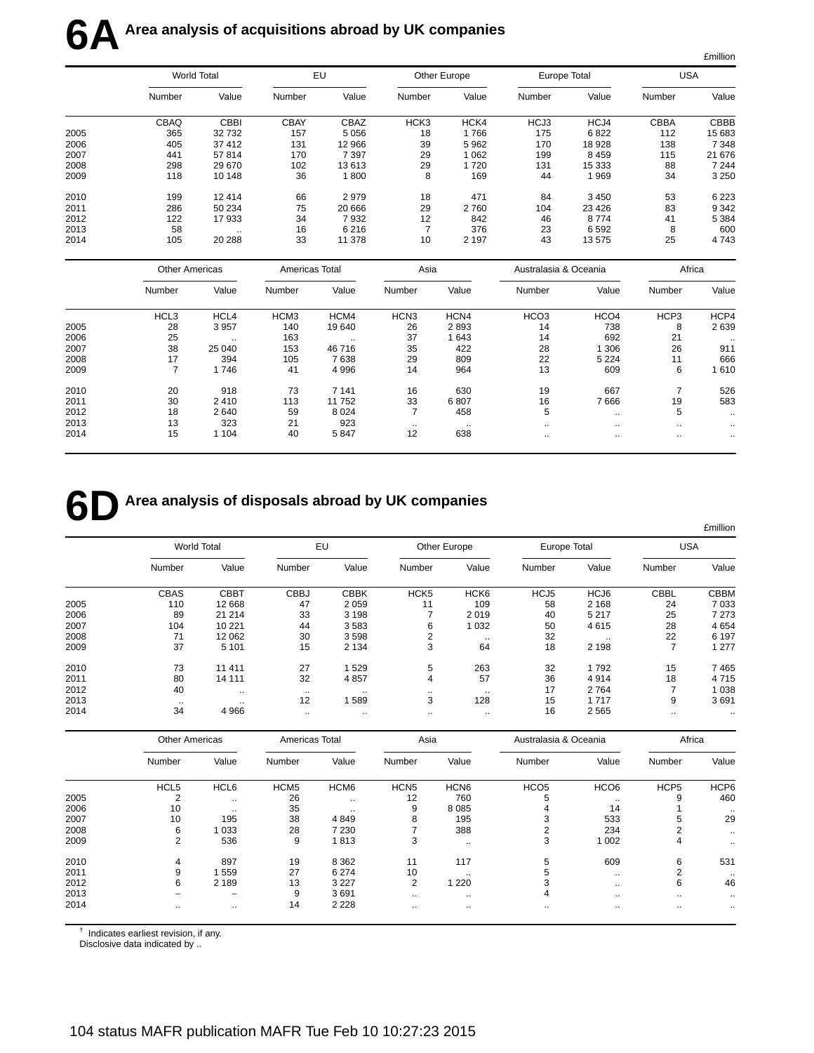# 6A Area analysis of acquisitions abroad by UK companies

£million

| | World Total | | EU | | Other Europe | | Europe Total | | USA | |
|---|---|---|---|---|---|---|---|---|---|---|
| | Number | Value | Number | Value | Number | Value | Number | Value | Number | Value |
| | CBAQ | CBBI | CBAY | CBAZ | HCK3 | HCK4 | HCJ3 | HCJ4 | CBBA | CBBB |
| 2005 | 365 | 32 732 | 157 | 5 056 | 18 | 1 766 | 175 | 6 822 | 112 | 15 683 |
| 2006 | 405 | 37 412 | 131 | 12 966 | 39 | 5 962 | 170 | 18 928 | 138 | 7 348 |
| 2007 | 441 | 57 814 | 170 | 7 397 | 29 | 1 062 | 199 | 8 459 | 115 | 21 676 |
| 2008 | 298 | 29 670 | 102 | 13 613 | 29 | 1 720 | 131 | 15 333 | 88 | 7 244 |
| 2009 | 118 | 10 148 | 36 | 1 800 | 8 | 169 | 44 | 1 969 | 34 | 3 250 |
| 2010 | 199 | 12 414 | 66 | 2 979 | 18 | 471 | 84 | 3 450 | 53 | 6 223 |
| 2011 | 286 | 50 234 | 75 | 20 666 | 29 | 2 760 | 104 | 23 426 | 83 | 9 342 |
| 2012 | 122 | 17 933 | 34 | 7 932 | 12 | 842 | 46 | 8 774 | 41 | 5 384 |
| 2013 | 58 | .. | 16 | 6 216 | 7 | 376 | 23 | 6 592 | 8 | 600 |
| 2014 | 105 | 20 288 | 33 | 11 378 | 10 | 2 197 | 43 | 13 575 | 25 | 4 743 |

| | Other Americas | | Americas Total | | Asia | | Australasia & Oceania | | Africa | |
|---|---|---|---|---|---|---|---|---|---|---|
| | Number | Value | Number | Value | Number | Value | Number | Value | Number | Value |
| | HCL3 | HCL4 | HCM3 | HCM4 | HCN3 | HCN4 | HCO3 | HCO4 | HCP3 | HCP4 |
| 2005 | 28 | 3 957 | 140 | 19 640 | 26 | 2 893 | 14 | 738 | 8 | 2 639 |
| 2006 | 25 | .. | 163 | .. | 37 | 1 643 | 14 | 692 | 21 | .. |
| 2007 | 38 | 25 040 | 153 | 46 716 | 35 | 422 | 28 | 1 306 | 26 | 911 |
| 2008 | 17 | 394 | 105 | 7 638 | 29 | 809 | 22 | 5 224 | 11 | 666 |
| 2009 | 7 | 1 746 | 41 | 4 996 | 14 | 964 | 13 | 609 | 6 | 1 610 |
| 2010 | 20 | 918 | 73 | 7 141 | 16 | 630 | 19 | 667 | 7 | 526 |
| 2011 | 30 | 2 410 | 113 | 11 752 | 33 | 6 807 | 16 | 7 666 | 19 | 583 |
| 2012 | 18 | 2 640 | 59 | 8 024 | 7 | 458 | 5 | .. | 5 | .. |
| 2013 | 13 | 323 | 21 | 923 | .. | .. | .. | .. | .. | .. |
| 2014 | 15 | 1 104 | 40 | 5 847 | 12 | 638 | .. | .. | .. | .. |

# 6D Area analysis of disposals abroad by UK companies

£million

| | World Total | | EU | | Other Europe | | Europe Total | | USA | |
|---|---|---|---|---|---|---|---|---|---|---|
| | Number | Value | Number | Value | Number | Value | Number | Value | Number | Value |
| | CBAS | CBBT | CBBJ | CBBK | HCK5 | HCK6 | HCJ5 | HCJ6 | CBBL | CBBM |
| 2005 | 110 | 12 668 | 47 | 2 059 | 11 | 109 | 58 | 2 168 | 24 | 7 033 |
| 2006 | 89 | 21 214 | 33 | 3 198 | 7 | 2 019 | 40 | 5 217 | 25 | 7 273 |
| 2007 | 104 | 10 221 | 44 | 3 583 | 6 | 1 032 | 50 | 4 615 | 28 | 4 654 |
| 2008 | 71 | 12 062 | 30 | 3 598 | 2 | .. | 32 | .. | 22 | 6 197 |
| 2009 | 37 | 5 101 | 15 | 2 134 | 3 | 64 | 18 | 2 198 | 7 | 1 277 |
| 2010 | 73 | 11 411 | 27 | 1 529 | 5 | 263 | 32 | 1 792 | 15 | 7 465 |
| 2011 | 80 | 14 111 | 32 | 4 857 | 4 | 57 | 36 | 4 914 | 18 | 4 715 |
| 2012 | 40 | .. | .. | .. | .. | .. | 17 | 2 764 | 7 | 1 038 |
| 2013 | .. | .. | 12 | 1 589 | 3 | 128 | 15 | 1 717 | 9 | 3 691 |
| 2014 | 34 | 4 966 | .. | .. | .. | .. | 16 | 2 565 | .. | .. |

| | Other Americas | | Americas Total | | Asia | | Australasia & Oceania | | Africa | |
|---|---|---|---|---|---|---|---|---|---|---|
| | Number | Value | Number | Value | Number | Value | Number | Value | Number | Value |
| | HCL5 | HCL6 | HCM5 | HCM6 | HCN5 | HCN6 | HCO5 | HCO6 | HCP5 | HCP6 |
| 2005 | 2 | .. | 26 | .. | 12 | 760 | 5 | .. | 9 | 460 |
| 2006 | 10 | .. | 35 | .. | 9 | 8 085 | 4 | 14 | 1 | .. |
| 2007 | 10 | 195 | 38 | 4 849 | 8 | 195 | 3 | 533 | 5 | 29 |
| 2008 | 6 | 1 033 | 28 | 7 230 | 7 | 388 | 2 | 234 | 2 | .. |
| 2009 | 2 | 536 | 9 | 1 813 | 3 | .. | 3 | 1 002 | 4 | .. |
| 2010 | 4 | 897 | 19 | 8 362 | 11 | 117 | 5 | 609 | 6 | 531 |
| 2011 | 9 | 1 559 | 27 | 6 274 | 10 | .. | 5 | .. | 2 | .. |
| 2012 | 6 | 2 189 | 13 | 3 227 | 2 | 1 220 | 3 | .. | 6 | 46 |
| 2013 | – | – | 9 | 3 691 | .. | .. | 4 | .. | .. | .. |
| 2014 | .. | .. | 14 | 2 228 | .. | .. | .. | .. | .. | .. |

† Indicates earliest revision, if any.
Disclosive data indicated by ..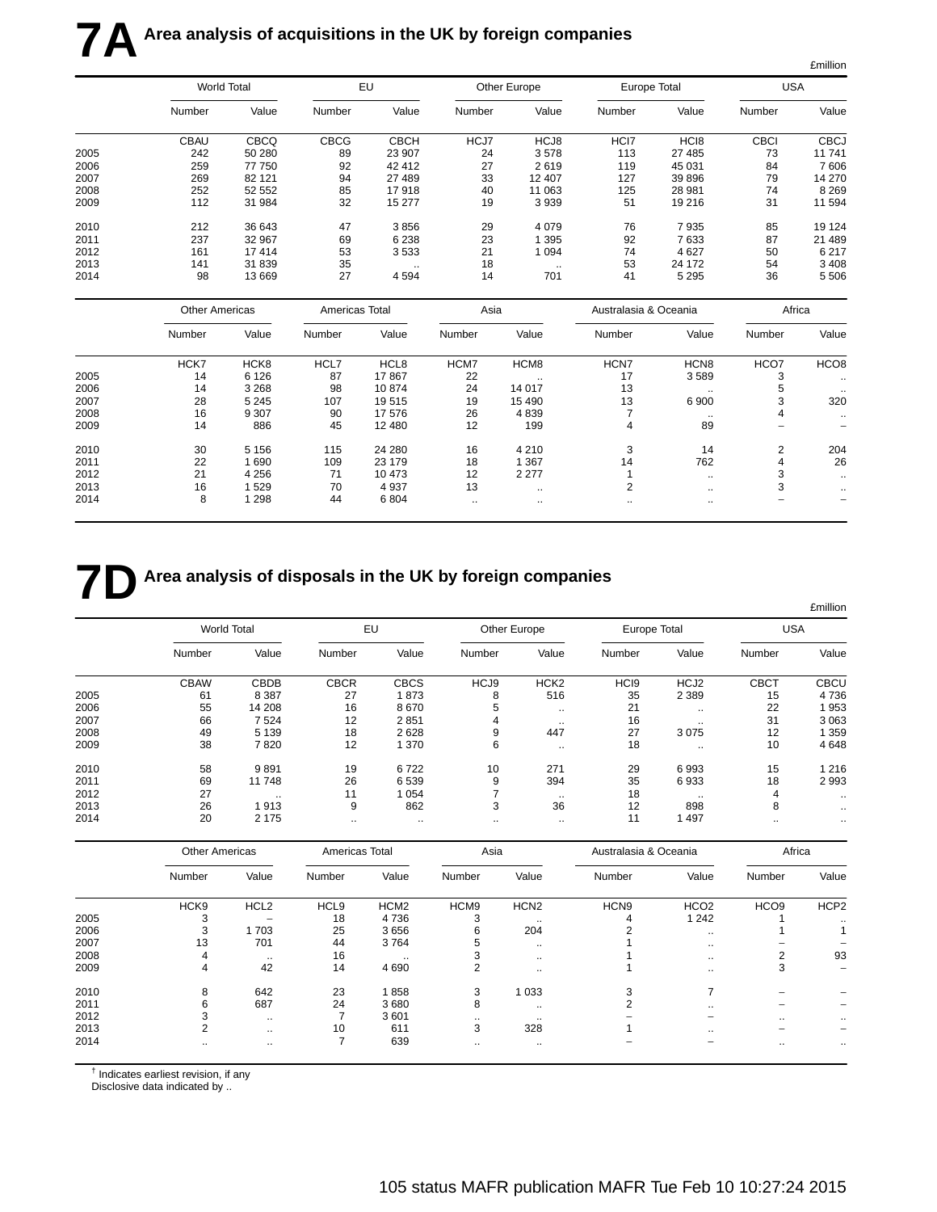# 7A Area analysis of acquisitions in the UK by foreign companies

£million

| | World Total | | EU | | Other Europe | | Europe Total | | USA | |
|---|---|---|---|---|---|---|---|---|---|---|
| | Number | Value | Number | Value | Number | Value | Number | Value | Number | Value |
| | CBAU | CBCQ | CBCG | CBCH | HCJ7 | HCJ8 | HCI7 | HCI8 | CBCI | CBCJ |
| 2005 | 242 | 50 280 | 89 | 23 907 | 24 | 3 578 | 113 | 27 485 | 73 | 11 741 |
| 2006 | 259 | 77 750 | 92 | 42 412 | 27 | 2 619 | 119 | 45 031 | 84 | 7 606 |
| 2007 | 269 | 82 121 | 94 | 27 489 | 33 | 12 407 | 127 | 39 896 | 79 | 14 270 |
| 2008 | 252 | 52 552 | 85 | 17 918 | 40 | 11 063 | 125 | 28 981 | 74 | 8 269 |
| 2009 | 112 | 31 984 | 32 | 15 277 | 19 | 3 939 | 51 | 19 216 | 31 | 11 594 |
| 2010 | 212 | 36 643 | 47 | 3 856 | 29 | 4 079 | 76 | 7 935 | 85 | 19 124 |
| 2011 | 237 | 32 967 | 69 | 6 238 | 23 | 1 395 | 92 | 7 633 | 87 | 21 489 |
| 2012 | 161 | 17 414 | 53 | 3 533 | 21 | 1 094 | 74 | 4 627 | 50 | 6 217 |
| 2013 | 141 | 31 839 | 35 | .. | 18 | .. | 53 | 24 172 | 54 | 3 408 |
| 2014 | 98 | 13 669 | 27 | 4 594 | 14 | 701 | 41 | 5 295 | 36 | 5 506 |

| | Other Americas | | Americas Total | | Asia | | Australasia & Oceania | | Africa | |
|---|---|---|---|---|---|---|---|---|---|---|
| | Number | Value | Number | Value | Number | Value | Number | Value | Number | Value |
| | HCK7 | HCK8 | HCL7 | HCL8 | HCM7 | HCM8 | HCN7 | HCN8 | HCO7 | HCO8 |
| 2005 | 14 | 6 126 | 87 | 17 867 | 22 | .. | 17 | 3 589 | 3 | .. |
| 2006 | 14 | 3 268 | 98 | 10 874 | 24 | 14 017 | 13 | .. | 5 | .. |
| 2007 | 28 | 5 245 | 107 | 19 515 | 19 | 15 490 | 13 | 6 900 | 3 | 320 |
| 2008 | 16 | 9 307 | 90 | 17 576 | 26 | 4 839 | 7 | .. | 4 | .. |
| 2009 | 14 | 886 | 45 | 12 480 | 12 | 199 | 4 | 89 | – | – |
| 2010 | 30 | 5 156 | 115 | 24 280 | 16 | 4 210 | 3 | 14 | 2 | 204 |
| 2011 | 22 | 1 690 | 109 | 23 179 | 18 | 1 367 | 14 | 762 | 4 | 26 |
| 2012 | 21 | 4 256 | 71 | 10 473 | 12 | 2 277 | 1 | .. | 3 | .. |
| 2013 | 16 | 1 529 | 70 | 4 937 | 13 | .. | 2 | .. | 3 | .. |
| 2014 | 8 | 1 298 | 44 | 6 804 | .. | .. | .. | .. | – | – |

# 7D Area analysis of disposals in the UK by foreign companies

£million

| | World Total | | EU | | Other Europe | | Europe Total | | USA | |
|---|---|---|---|---|---|---|---|---|---|---|
| | Number | Value | Number | Value | Number | Value | Number | Value | Number | Value |
| | CBAW | CBDB | CBCR | CBCS | HCJ9 | HCK2 | HCI9 | HCJ2 | CBCT | CBCU |
| 2005 | 61 | 8 387 | 27 | 1 873 | 8 | 516 | 35 | 2 389 | 15 | 4 736 |
| 2006 | 55 | 14 208 | 16 | 8 670 | 5 | .. | 21 | .. | 22 | 1 953 |
| 2007 | 66 | 7 524 | 12 | 2 851 | 4 | .. | 16 | .. | 31 | 3 063 |
| 2008 | 49 | 5 139 | 18 | 2 628 | 9 | 447 | 27 | 3 075 | 12 | 1 359 |
| 2009 | 38 | 7 820 | 12 | 1 370 | 6 | .. | 18 | .. | 10 | 4 648 |
| 2010 | 58 | 9 891 | 19 | 6 722 | 10 | 271 | 29 | 6 993 | 15 | 1 216 |
| 2011 | 69 | 11 748 | 26 | 6 539 | 9 | 394 | 35 | 6 933 | 18 | 2 993 |
| 2012 | 27 | .. | 11 | 1 054 | 7 | .. | 18 | .. | 4 | .. |
| 2013 | 26 | 1 913 | 9 | 862 | 3 | 36 | 12 | 898 | 8 | .. |
| 2014 | 20 | 2 175 | .. | .. | .. | .. | 11 | 1 497 | .. | .. |

| | Other Americas | | Americas Total | | Asia | | Australasia & Oceania | | Africa | |
|---|---|---|---|---|---|---|---|---|---|---|
| | Number | Value | Number | Value | Number | Value | Number | Value | Number | Value |
| | HCK9 | HCL2 | HCL9 | HCM2 | HCM9 | HCN2 | HCN9 | HCO2 | HCO9 | HCP2 |
| 2005 | 3 | – | 18 | 4 736 | 3 | .. | 4 | 1 242 | 1 | .. |
| 2006 | 3 | 1 703 | 25 | 3 656 | 6 | 204 | 2 | .. | 1 | 1 |
| 2007 | 13 | 701 | 44 | 3 764 | 5 | .. | 1 | .. | – | – |
| 2008 | 4 | .. | 16 | .. | 3 | .. | 1 | .. | 2 | 93 |
| 2009 | 4 | 42 | 14 | 4 690 | 2 | .. | 1 | .. | 3 | – |
| 2010 | 8 | 642 | 23 | 1 858 | 3 | 1 033 | 3 | 7 | – | – |
| 2011 | 6 | 687 | 24 | 3 680 | 8 | .. | 2 | .. | – | – |
| 2012 | 3 | .. | 7 | 3 601 | .. | .. | – | – | .. | .. |
| 2013 | 2 | .. | 10 | 611 | 3 | 328 | 1 | .. | – | – |
| 2014 | .. | .. | 7 | 639 | .. | .. | – | – | .. | .. |

† Indicates earliest revision, if any
Disclosive data indicated by ..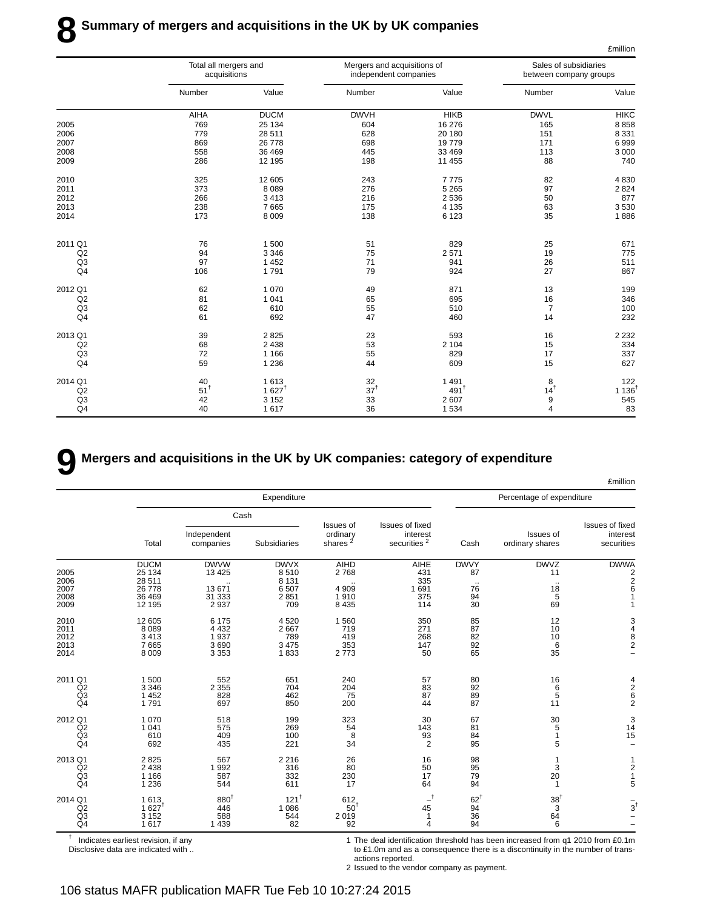# 8 Summary of mergers and acquisitions in the UK by UK companies

£million

| | Total all mergers and acquisitions | | Mergers and acquisitions of independent companies | | Sales of subsidiaries between company groups | |
|---|---|---|---|---|---|---|
| | Number | Value | Number | Value | Number | Value |
| | AIHA | DUCM | DWVH | HIKB | DWVL | HIKC |
| 2005 | 769 | 25 134 | 604 | 16 276 | 165 | 8 858 |
| 2006 | 779 | 28 511 | 628 | 20 180 | 151 | 8 331 |
| 2007 | 869 | 26 778 | 698 | 19 779 | 171 | 6 999 |
| 2008 | 558 | 36 469 | 445 | 33 469 | 113 | 3 000 |
| 2009 | 286 | 12 195 | 198 | 11 455 | 88 | 740 |
| 2010 | 325 | 12 605 | 243 | 7 775 | 82 | 4 830 |
| 2011 | 373 | 8 089 | 276 | 5 265 | 97 | 2 824 |
| 2012 | 266 | 3 413 | 216 | 2 536 | 50 | 877 |
| 2013 | 238 | 7 665 | 175 | 4 135 | 63 | 3 530 |
| 2014 | 173 | 8 009 | 138 | 6 123 | 35 | 1 886 |
| 2011 Q1 | 76 | 1 500 | 51 | 829 | 25 | 671 |
| Q2 | 94 | 3 346 | 75 | 2 571 | 19 | 775 |
| Q3 | 97 | 1 452 | 71 | 941 | 26 | 511 |
| Q4 | 106 | 1 791 | 79 | 924 | 27 | 867 |
| 2012 Q1 | 62 | 1 070 | 49 | 871 | 13 | 199 |
| Q2 | 81 | 1 041 | 65 | 695 | 16 | 346 |
| Q3 | 62 | 610 | 55 | 510 | 7 | 100 |
| Q4 | 61 | 692 | 47 | 460 | 14 | 232 |
| 2013 Q1 | 39 | 2 825 | 23 | 593 | 16 | 2 232 |
| Q2 | 68 | 2 438 | 53 | 2 104 | 15 | 334 |
| Q3 | 72 | 1 166 | 55 | 829 | 17 | 337 |
| Q4 | 59 | 1 236 | 44 | 609 | 15 | 627 |
| 2014 Q1 | 40 | 1 613 | 32 | 1 491 | 8 | 122 |
| Q2 | 51 † | 1 627 † | 37 † | 491 † | 14 † | 1 136 † |
| Q3 | 42 | 3 152 | 33 | 2 607 | 9 | 545 |
| Q4 | 40 | 1 617 | 36 | 1 534 | 4 | 83 |

# 9 Mergers and acquisitions in the UK by UK companies: category of expenditure

£million

| | Expenditure | | | | | Percentage of expenditure | | |
|---|---|---|---|---|---|---|---|---|
| | | Cash | | | | | | |
| | Total | Independent companies | Subsidiaries | Issues of ordinary shares [2] | Issues of fixed interest securities [2] | Cash | Issues of ordinary shares | Issues of fixed interest securities |
| | DUCM | DWVW | DWVX | AIHD | AIHE | DWVY | DWVZ | DWWA |
| 2005 | 25 134 | 13 425 | 8 510 | 2 768 | 431 | 87 | 11 | 2 |
| 2006 | 28 511 | .. | 8 131 | .. | 335 | .. | .. | 2 |
| 2007 | 26 778 | 13 671 | 6 507 | 4 909 | 1 691 | 76 | 18 | 6 |
| 2008 | 36 469 | 31 333 | 2 851 | 1 910 | 375 | 94 | 5 | 1 |
| 2009 | 12 195 | 2 937 | 709 | 8 435 | 114 | 30 | 69 | 1 |
| 2010 | 12 605 | 6 175 | 4 520 | 1 560 | 350 | 85 | 12 | 3 |
| 2011 | 8 089 | 4 432 | 2 667 | 719 | 271 | 87 | 10 | 4 |
| 2012 | 3 413 | 1 937 | 789 | 419 | 268 | 82 | 10 | 8 |
| 2013 | 7 665 | 3 690 | 3 475 | 353 | 147 | 92 | 6 | 2 |
| 2014 | 8 009 | 3 353 | 1 833 | 2 773 | 50 | 65 | 35 | – |
| 2011 Q1 | 1 500 | 552 | 651 | 240 | 57 | 80 | 16 | 4 |
| Q2 | 3 346 | 2 355 | 704 | 204 | 83 | 92 | 6 | 2 |
| Q3 | 1 452 | 828 | 462 | 75 | 87 | 89 | 5 | 6 |
| Q4 | 1 791 | 697 | 850 | 200 | 44 | 87 | 11 | 2 |
| 2012 Q1 | 1 070 | 518 | 199 | 323 | 30 | 67 | 30 | 3 |
| Q2 | 1 041 | 575 | 269 | 54 | 143 | 81 | 5 | 14 |
| Q3 | 610 | 409 | 100 | 8 | 93 | 84 | 1 | 15 |
| Q4 | 692 | 435 | 221 | 34 | 2 | 95 | 5 | – |
| 2013 Q1 | 2 825 | 567 | 2 216 | 26 | 16 | 98 | 1 | 1 |
| Q2 | 2 438 | 1 992 | 316 | 80 | 50 | 95 | 3 | 2 |
| Q3 | 1 166 | 587 | 332 | 230 | 17 | 79 | 20 | 1 |
| Q4 | 1 236 | 544 | 611 | 17 | 64 | 94 | 1 | 5 |
| 2014 Q1 | 1 613 | 880 † | 121 † | 612 | – † | 62 † | 38 † | – |
| Q2 | 1 627 † | 446 | 1 086 | 50 † | 45 | 94 | 3 | 3 † |
| Q3 | 3 152 | 588 | 544 | 2 019 | 1 | 36 | 64 | – |
| Q4 | 1 617 | 1 439 | 82 | 92 | 4 | 94 | 6 | – |

† Indicates earliest revision, if any
Disclosive data are indicated with ..

1 The deal identification threshold has been increased from q1 2010 from £0.1m to £1.0m and as a consequence there is a discontinuity in the number of transactions reported.
2 Issued to the vendor company as payment.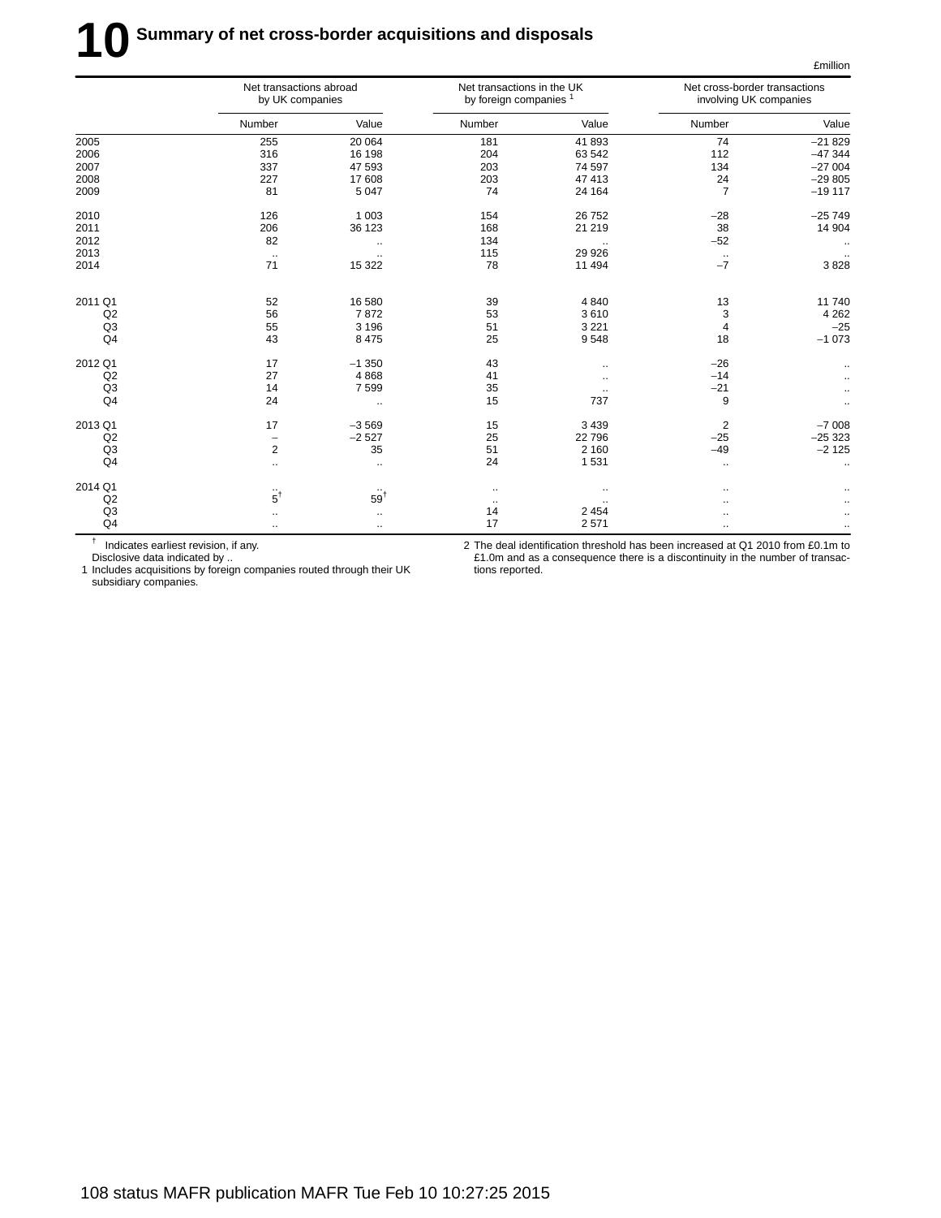# 10 Summary of net cross-border acquisitions and disposals

£million

| | Net transactions abroad by UK companies | | Net transactions in the UK by foreign companies [1] | | Net cross-border transactions involving UK companies | |
|---|---|---|---|---|---|---|
| | Number | Value | Number | Value | Number | Value |
| 2005 | 255 | 20 064 | 181 | 41 893 | 74 | –21 829 |
| 2006 | 316 | 16 198 | 204 | 63 542 | 112 | –47 344 |
| 2007 | 337 | 47 593 | 203 | 74 597 | 134 | –27 004 |
| 2008 | 227 | 17 608 | 203 | 47 413 | 24 | –29 805 |
| 2009 | 81 | 5 047 | 74 | 24 164 | 7 | –19 117 |
| 2010 | 126 | 1 003 | 154 | 26 752 | –28 | –25 749 |
| 2011 | 206 | 36 123 | 168 | 21 219 | 38 | 14 904 |
| 2012 | 82 | .. | 134 | .. | –52 | .. |
| 2013 | .. | .. | 115 | 29 926 | .. | .. |
| 2014 | 71 | 15 322 | 78 | 11 494 | –7 | 3 828 |
| 2011 Q1 | 52 | 16 580 | 39 | 4 840 | 13 | 11 740 |
| Q2 | 56 | 7 872 | 53 | 3 610 | 3 | 4 262 |
| Q3 | 55 | 3 196 | 51 | 3 221 | 4 | –25 |
| Q4 | 43 | 8 475 | 25 | 9 548 | 18 | –1 073 |
| 2012 Q1 | 17 | –1 350 | 43 | .. | –26 | .. |
| Q2 | 27 | 4 868 | 41 | .. | –14 | .. |
| Q3 | 14 | 7 599 | 35 | .. | –21 | .. |
| Q4 | 24 | .. | 15 | 737 | 9 | .. |
| 2013 Q1 | 17 | –3 569 | 15 | 3 439 | 2 | –7 008 |
| Q2 | – | –2 527 | 25 | 22 796 | –25 | –25 323 |
| Q3 | 2 | 35 | 51 | 2 160 | –49 | –2 125 |
| Q4 | .. | .. | 24 | 1 531 | .. | .. |
| 2014 Q1 | .. | .. | .. | .. | .. | .. |
| Q2 | 5† | 59† | .. | .. | .. | .. |
| Q3 | .. | .. | 14 | 2 454 | .. | .. |
| Q4 | .. | .. | 17 | 2 571 | .. | .. |

† Indicates earliest revision, if any.
Disclosive data indicated by ..

1 Includes acquisitions by foreign companies routed through their UK subsidiary companies.

2 The deal identification threshold has been increased at Q1 2010 from £0.1m to £1.0m and as a consequence there is a discontinuity in the number of transactions reported.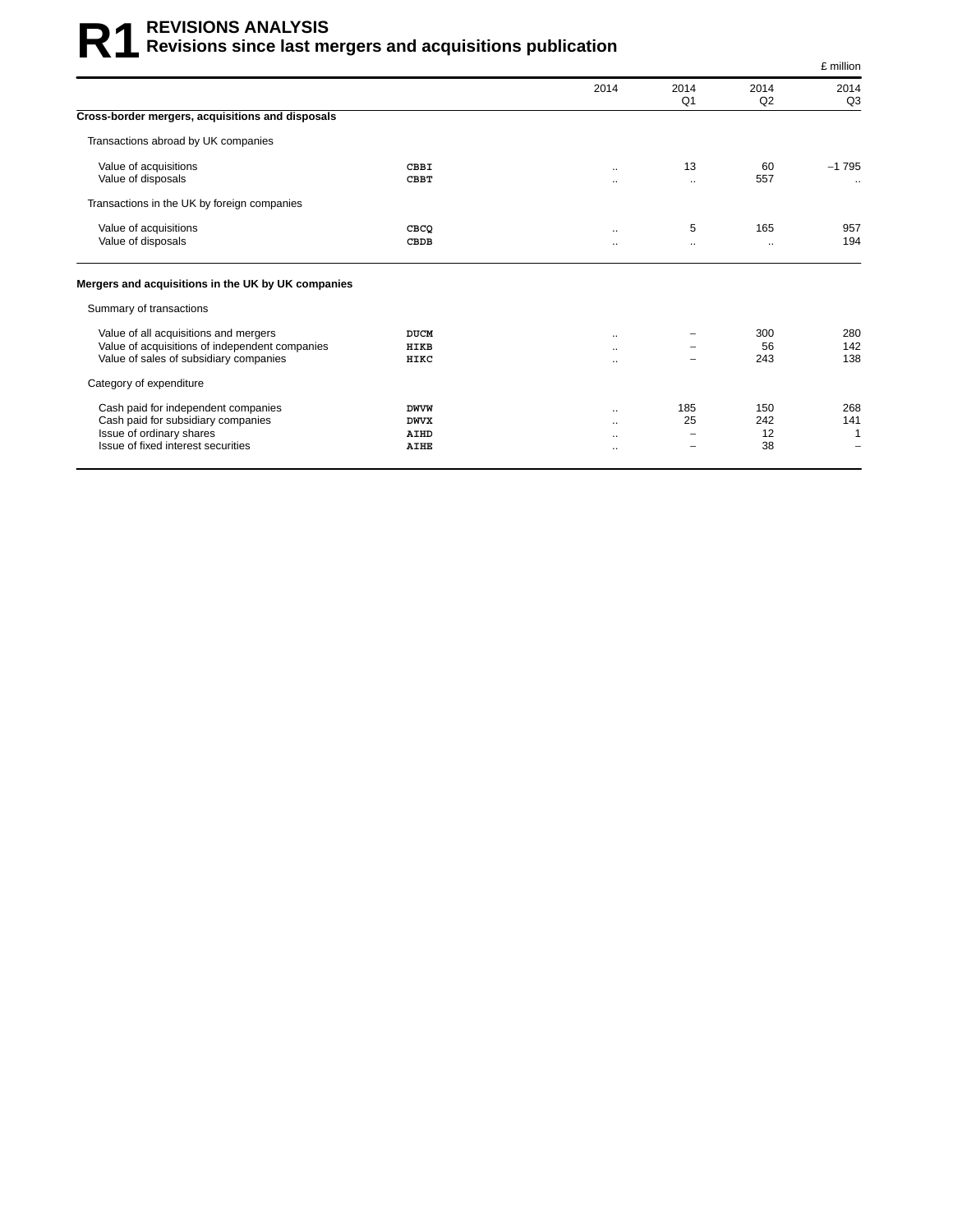# R1 REVISIONS ANALYSIS
## Revisions since last mergers and acquisitions publication

£ million

| | | 2014 | 2014 Q1 | 2014 Q2 | 2014 Q3 |
|---|---|---|---|---|---|
| **Cross-border mergers, acquisitions and disposals** | | | | | |
| Transactions abroad by UK companies | | | | | |
| Value of acquisitions | CBBI | .. | 13 | 60 | –1 795 |
| Value of disposals | CBBT | .. | .. | 557 | .. |
| Transactions in the UK by foreign companies | | | | | |
| Value of acquisitions | CBCQ | .. | 5 | 165 | 957 |
| Value of disposals | CBDB | .. | .. | .. | 194 |
| **Mergers and acquisitions in the UK by UK companies** | | | | | |
| Summary of transactions | | | | | |
| Value of all acquisitions and mergers | DUCM | .. | – | 300 | 280 |
| Value of acquisitions of independent companies | HIKB | .. | – | 56 | 142 |
| Value of sales of subsidiary companies | HIKC | .. | – | 243 | 138 |
| Category of expenditure | | | | | |
| Cash paid for independent companies | DWVW | .. | 185 | 150 | 268 |
| Cash paid for subsidiary companies | DWVX | .. | 25 | 242 | 141 |
| Issue of ordinary shares | AIHD | .. | – | 12 | 1 |
| Issue of fixed interest securities | AIHE | .. | – | 38 | – |